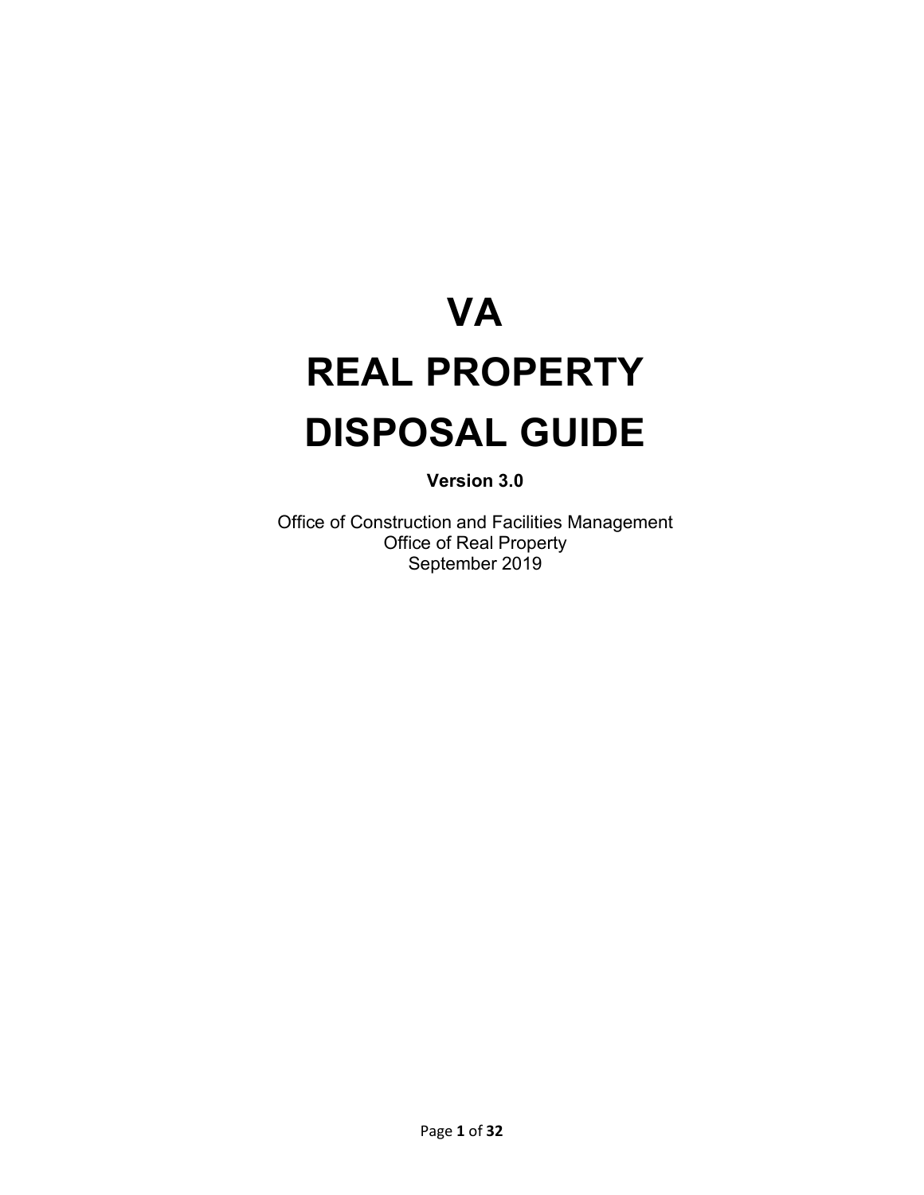# VA
# REAL PROPERTY
# DISPOSAL GUIDE

**Version 3.0**

Office of Construction and Facilities Management
Office of Real Property
September 2019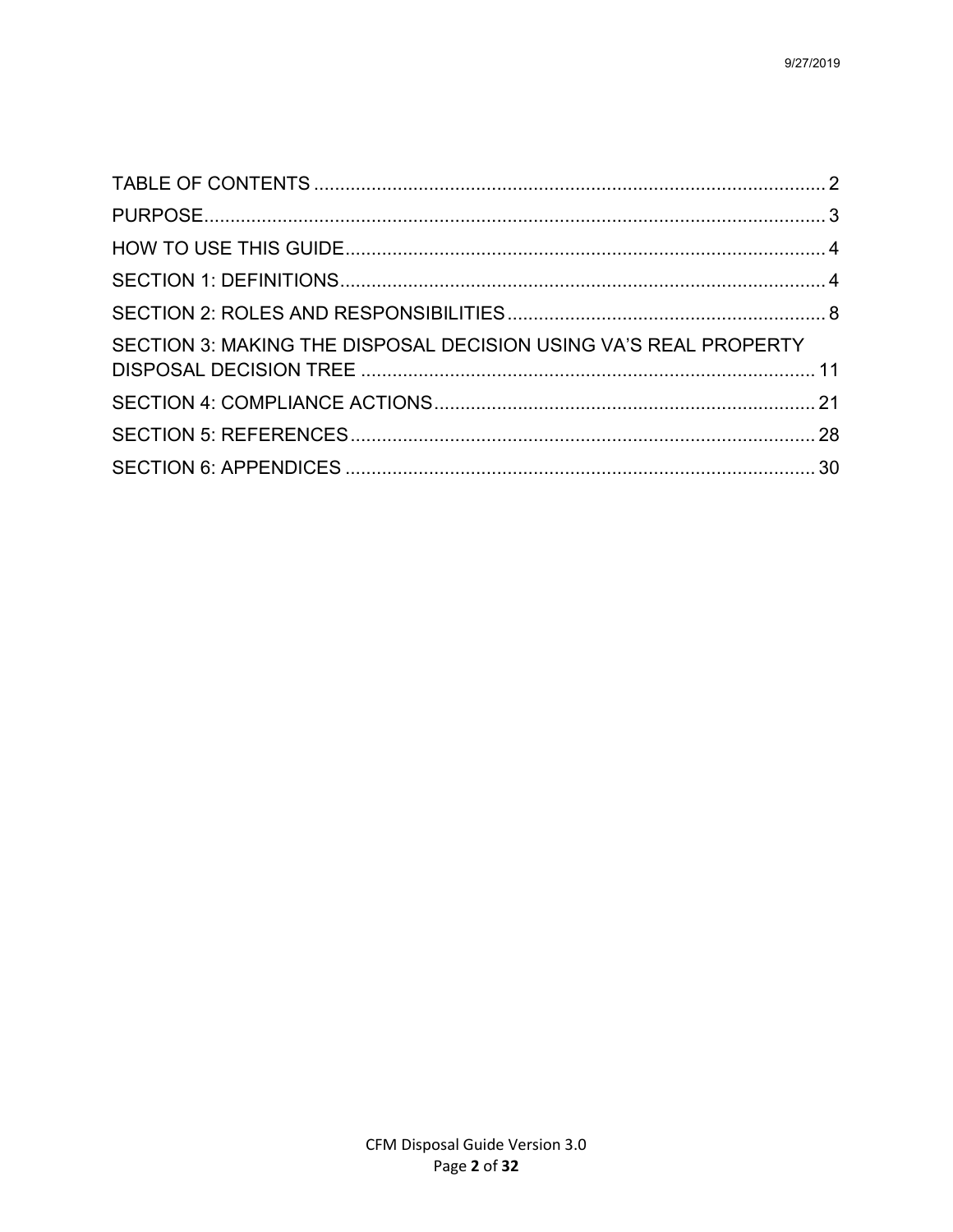TABLE OF CONTENTS .................................................................................................. 2

PURPOSE....................................................................................................................... 3

HOW TO USE THIS GUIDE............................................................................................ 4

SECTION 1: DEFINITIONS............................................................................................. 4

SECTION 2: ROLES AND RESPONSIBILITIES ............................................................. 8

SECTION 3: MAKING THE DISPOSAL DECISION USING VA'S REAL PROPERTY DISPOSAL DECISION TREE ....................................................................................... 11

SECTION 4: COMPLIANCE ACTIONS......................................................................... 21

SECTION 5: REFERENCES......................................................................................... 28

SECTION 6: APPENDICES .......................................................................................... 30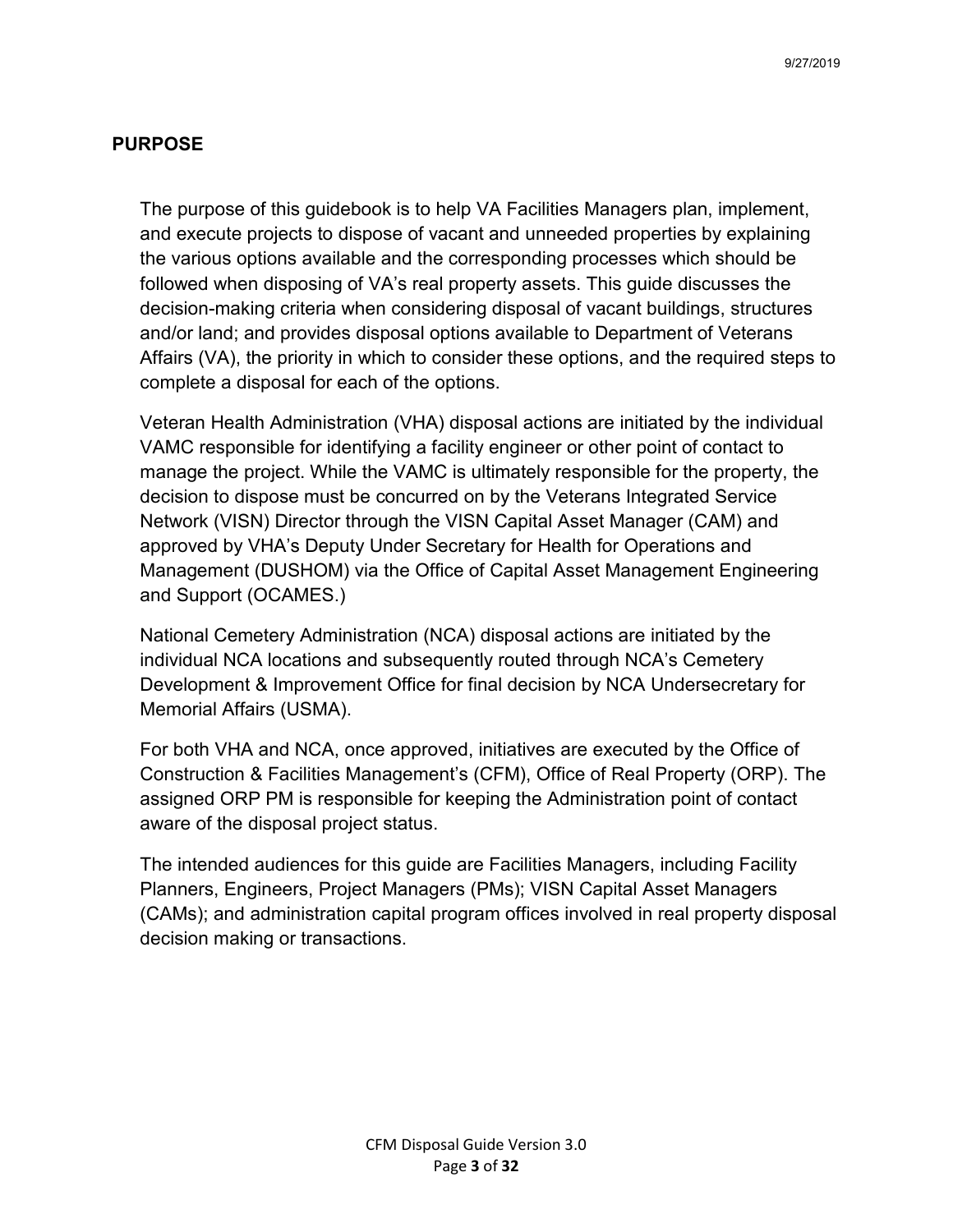## PURPOSE

The purpose of this guidebook is to help VA Facilities Managers plan, implement, and execute projects to dispose of vacant and unneeded properties by explaining the various options available and the corresponding processes which should be followed when disposing of VA's real property assets. This guide discusses the decision-making criteria when considering disposal of vacant buildings, structures and/or land; and provides disposal options available to Department of Veterans Affairs (VA), the priority in which to consider these options, and the required steps to complete a disposal for each of the options.

Veteran Health Administration (VHA) disposal actions are initiated by the individual VAMC responsible for identifying a facility engineer or other point of contact to manage the project. While the VAMC is ultimately responsible for the property, the decision to dispose must be concurred on by the Veterans Integrated Service Network (VISN) Director through the VISN Capital Asset Manager (CAM) and approved by VHA's Deputy Under Secretary for Health for Operations and Management (DUSHOM) via the Office of Capital Asset Management Engineering and Support (OCAMES.)

National Cemetery Administration (NCA) disposal actions are initiated by the individual NCA locations and subsequently routed through NCA's Cemetery Development & Improvement Office for final decision by NCA Undersecretary for Memorial Affairs (USMA).

For both VHA and NCA, once approved, initiatives are executed by the Office of Construction & Facilities Management's (CFM), Office of Real Property (ORP). The assigned ORP PM is responsible for keeping the Administration point of contact aware of the disposal project status.

The intended audiences for this guide are Facilities Managers, including Facility Planners, Engineers, Project Managers (PMs); VISN Capital Asset Managers (CAMs); and administration capital program offices involved in real property disposal decision making or transactions.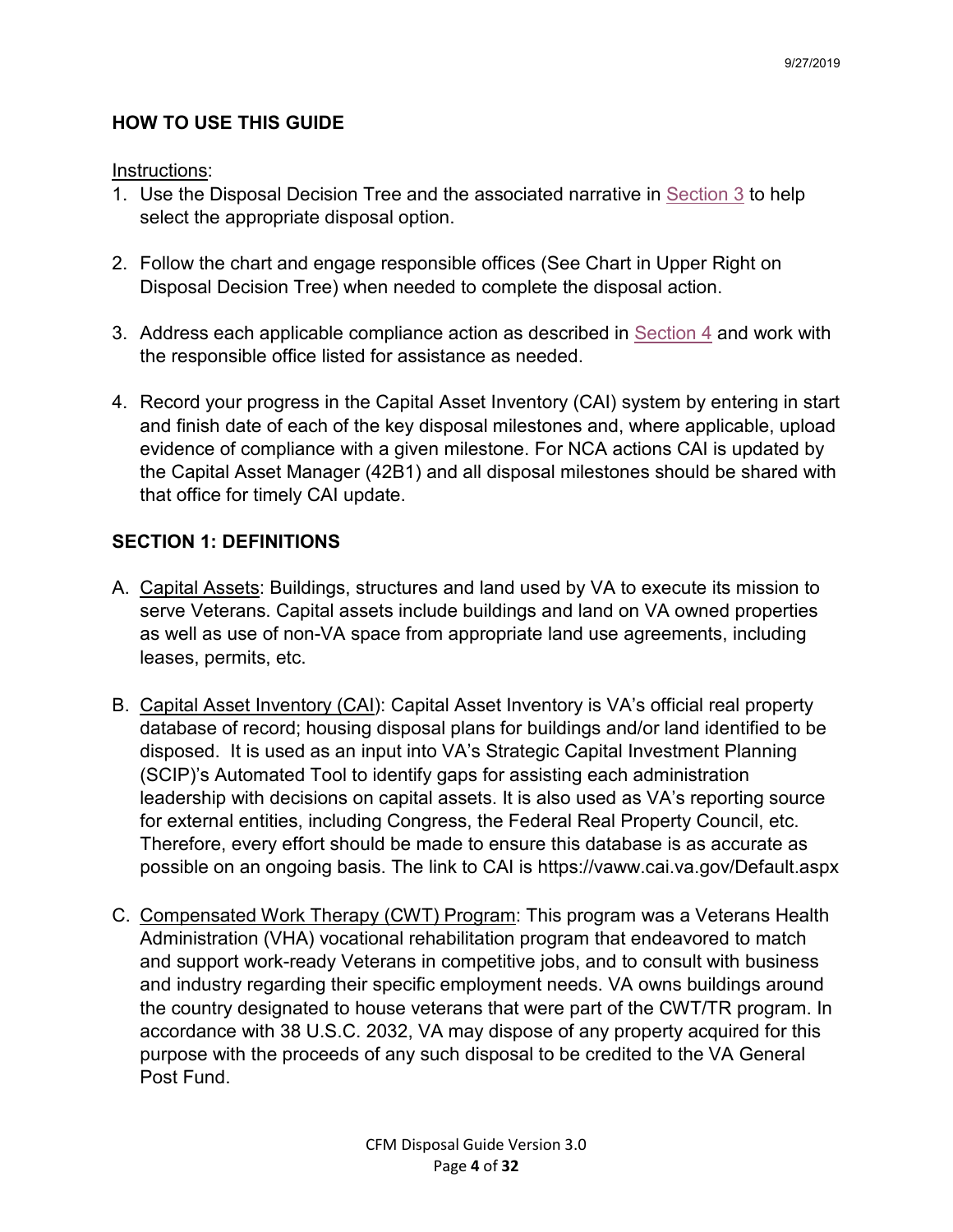## HOW TO USE THIS GUIDE

Instructions:

1. Use the Disposal Decision Tree and the associated narrative in Section 3 to help select the appropriate disposal option.

2. Follow the chart and engage responsible offices (See Chart in Upper Right on Disposal Decision Tree) when needed to complete the disposal action.

3. Address each applicable compliance action as described in Section 4 and work with the responsible office listed for assistance as needed.

4. Record your progress in the Capital Asset Inventory (CAI) system by entering in start and finish date of each of the key disposal milestones and, where applicable, upload evidence of compliance with a given milestone. For NCA actions CAI is updated by the Capital Asset Manager (42B1) and all disposal milestones should be shared with that office for timely CAI update.

## SECTION 1: DEFINITIONS

A. Capital Assets: Buildings, structures and land used by VA to execute its mission to serve Veterans. Capital assets include buildings and land on VA owned properties as well as use of non-VA space from appropriate land use agreements, including leases, permits, etc.

B. Capital Asset Inventory (CAI): Capital Asset Inventory is VA's official real property database of record; housing disposal plans for buildings and/or land identified to be disposed. It is used as an input into VA's Strategic Capital Investment Planning (SCIP)'s Automated Tool to identify gaps for assisting each administration leadership with decisions on capital assets. It is also used as VA's reporting source for external entities, including Congress, the Federal Real Property Council, etc. Therefore, every effort should be made to ensure this database is as accurate as possible on an ongoing basis. The link to CAI is https://vaww.cai.va.gov/Default.aspx

C. Compensated Work Therapy (CWT) Program: This program was a Veterans Health Administration (VHA) vocational rehabilitation program that endeavored to match and support work-ready Veterans in competitive jobs, and to consult with business and industry regarding their specific employment needs. VA owns buildings around the country designated to house veterans that were part of the CWT/TR program. In accordance with 38 U.S.C. 2032, VA may dispose of any property acquired for this purpose with the proceeds of any such disposal to be credited to the VA General Post Fund.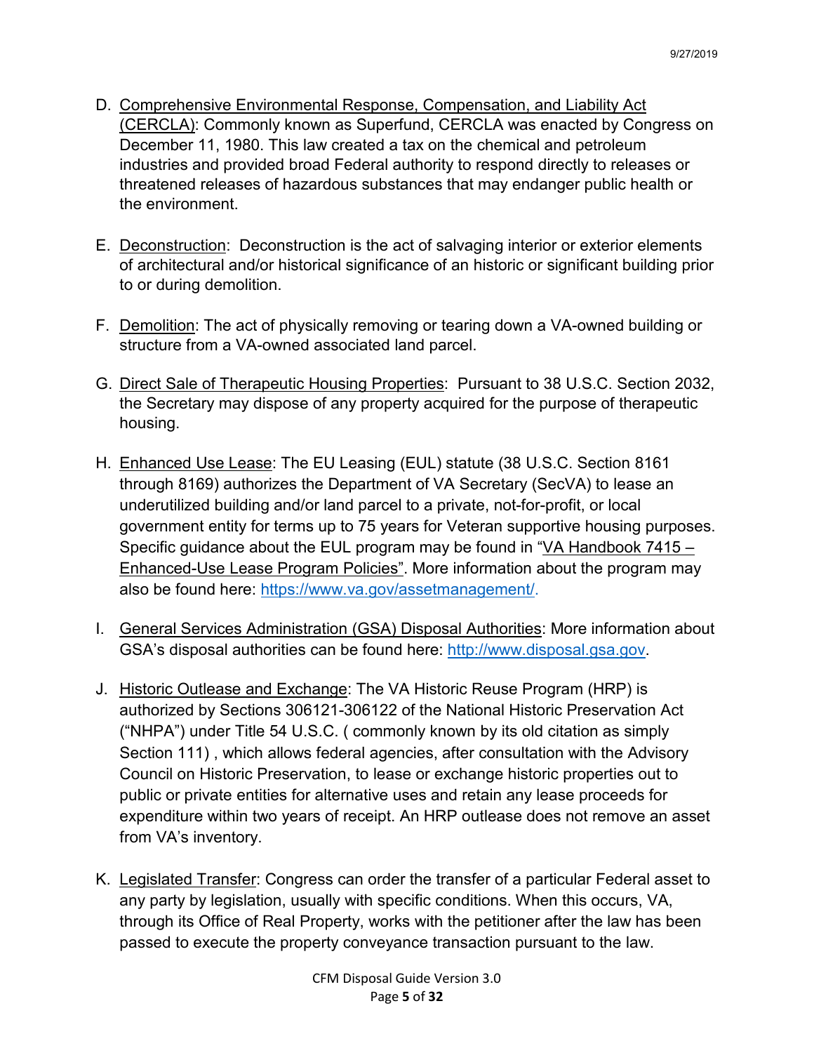D. Comprehensive Environmental Response, Compensation, and Liability Act (CERCLA): Commonly known as Superfund, CERCLA was enacted by Congress on December 11, 1980. This law created a tax on the chemical and petroleum industries and provided broad Federal authority to respond directly to releases or threatened releases of hazardous substances that may endanger public health or the environment.

E. Deconstruction: Deconstruction is the act of salvaging interior or exterior elements of architectural and/or historical significance of an historic or significant building prior to or during demolition.

F. Demolition: The act of physically removing or tearing down a VA-owned building or structure from a VA-owned associated land parcel.

G. Direct Sale of Therapeutic Housing Properties: Pursuant to 38 U.S.C. Section 2032, the Secretary may dispose of any property acquired for the purpose of therapeutic housing.

H. Enhanced Use Lease: The EU Leasing (EUL) statute (38 U.S.C. Section 8161 through 8169) authorizes the Department of VA Secretary (SecVA) to lease an underutilized building and/or land parcel to a private, not-for-profit, or local government entity for terms up to 75 years for Veteran supportive housing purposes. Specific guidance about the EUL program may be found in "VA Handbook 7415 – Enhanced-Use Lease Program Policies". More information about the program may also be found here: https://www.va.gov/assetmanagement/.

I. General Services Administration (GSA) Disposal Authorities: More information about GSA's disposal authorities can be found here: http://www.disposal.gsa.gov.

J. Historic Outlease and Exchange: The VA Historic Reuse Program (HRP) is authorized by Sections 306121-306122 of the National Historic Preservation Act ("NHPA") under Title 54 U.S.C. ( commonly known by its old citation as simply Section 111) , which allows federal agencies, after consultation with the Advisory Council on Historic Preservation, to lease or exchange historic properties out to public or private entities for alternative uses and retain any lease proceeds for expenditure within two years of receipt. An HRP outlease does not remove an asset from VA's inventory.

K. Legislated Transfer: Congress can order the transfer of a particular Federal asset to any party by legislation, usually with specific conditions. When this occurs, VA, through its Office of Real Property, works with the petitioner after the law has been passed to execute the property conveyance transaction pursuant to the law.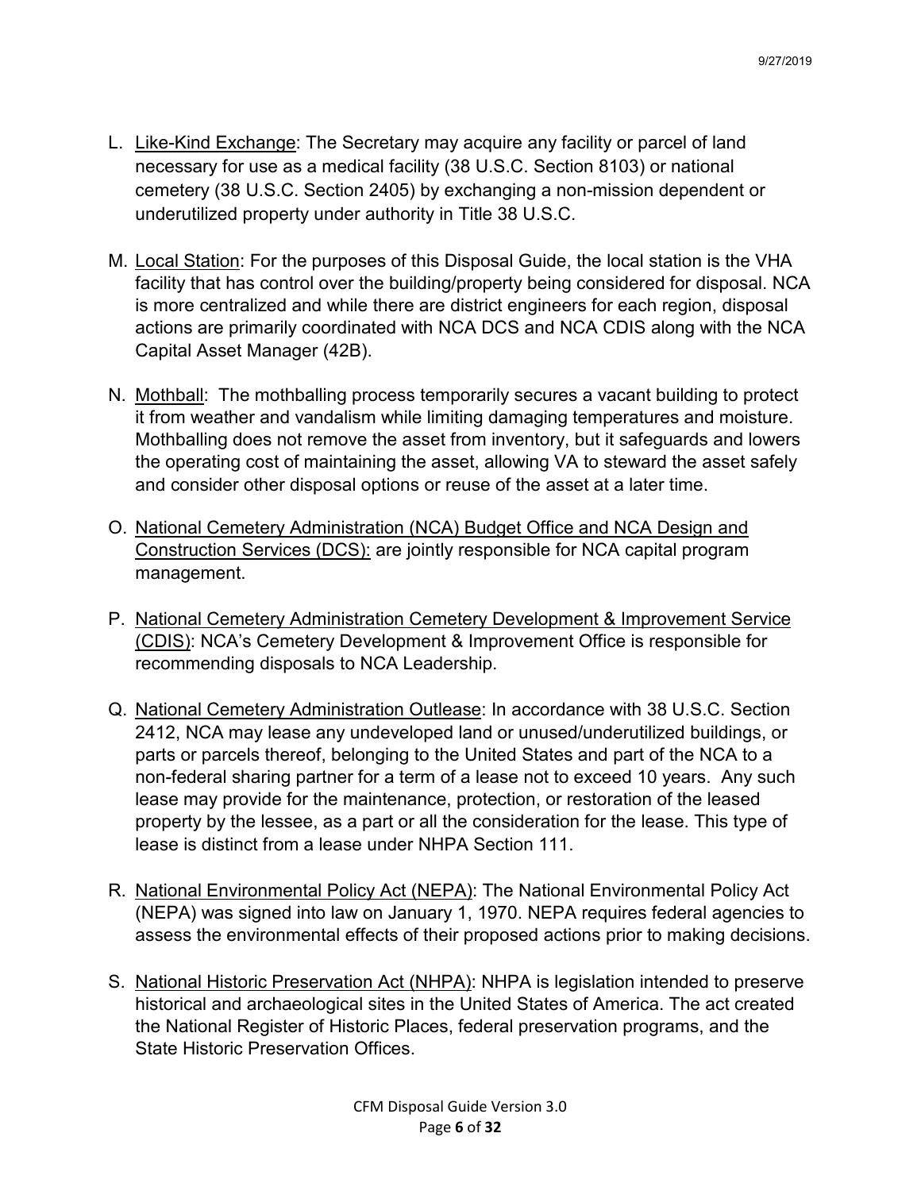L. Like-Kind Exchange: The Secretary may acquire any facility or parcel of land necessary for use as a medical facility (38 U.S.C. Section 8103) or national cemetery (38 U.S.C. Section 2405) by exchanging a non-mission dependent or underutilized property under authority in Title 38 U.S.C.

M. Local Station: For the purposes of this Disposal Guide, the local station is the VHA facility that has control over the building/property being considered for disposal. NCA is more centralized and while there are district engineers for each region, disposal actions are primarily coordinated with NCA DCS and NCA CDIS along with the NCA Capital Asset Manager (42B).

N. Mothball: The mothballing process temporarily secures a vacant building to protect it from weather and vandalism while limiting damaging temperatures and moisture. Mothballing does not remove the asset from inventory, but it safeguards and lowers the operating cost of maintaining the asset, allowing VA to steward the asset safely and consider other disposal options or reuse of the asset at a later time.

O. National Cemetery Administration (NCA) Budget Office and NCA Design and Construction Services (DCS): are jointly responsible for NCA capital program management.

P. National Cemetery Administration Cemetery Development & Improvement Service (CDIS): NCA's Cemetery Development & Improvement Office is responsible for recommending disposals to NCA Leadership.

Q. National Cemetery Administration Outlease: In accordance with 38 U.S.C. Section 2412, NCA may lease any undeveloped land or unused/underutilized buildings, or parts or parcels thereof, belonging to the United States and part of the NCA to a non-federal sharing partner for a term of a lease not to exceed 10 years. Any such lease may provide for the maintenance, protection, or restoration of the leased property by the lessee, as a part or all the consideration for the lease. This type of lease is distinct from a lease under NHPA Section 111.

R. National Environmental Policy Act (NEPA): The National Environmental Policy Act (NEPA) was signed into law on January 1, 1970. NEPA requires federal agencies to assess the environmental effects of their proposed actions prior to making decisions.

S. National Historic Preservation Act (NHPA): NHPA is legislation intended to preserve historical and archaeological sites in the United States of America. The act created the National Register of Historic Places, federal preservation programs, and the State Historic Preservation Offices.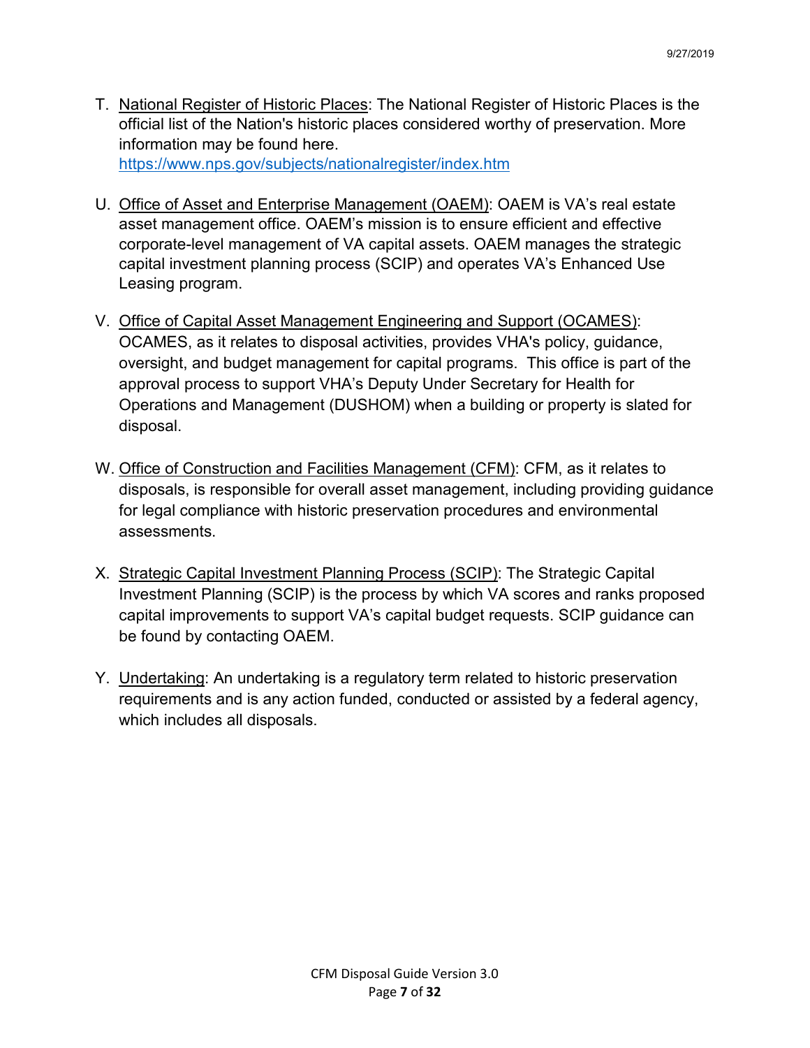T. National Register of Historic Places: The National Register of Historic Places is the official list of the Nation's historic places considered worthy of preservation. More information may be found here. https://www.nps.gov/subjects/nationalregister/index.htm

U. Office of Asset and Enterprise Management (OAEM): OAEM is VA's real estate asset management office. OAEM's mission is to ensure efficient and effective corporate-level management of VA capital assets. OAEM manages the strategic capital investment planning process (SCIP) and operates VA's Enhanced Use Leasing program.

V. Office of Capital Asset Management Engineering and Support (OCAMES): OCAMES, as it relates to disposal activities, provides VHA's policy, guidance, oversight, and budget management for capital programs. This office is part of the approval process to support VHA's Deputy Under Secretary for Health for Operations and Management (DUSHOM) when a building or property is slated for disposal.

W. Office of Construction and Facilities Management (CFM): CFM, as it relates to disposals, is responsible for overall asset management, including providing guidance for legal compliance with historic preservation procedures and environmental assessments.

X. Strategic Capital Investment Planning Process (SCIP): The Strategic Capital Investment Planning (SCIP) is the process by which VA scores and ranks proposed capital improvements to support VA's capital budget requests. SCIP guidance can be found by contacting OAEM.

Y. Undertaking: An undertaking is a regulatory term related to historic preservation requirements and is any action funded, conducted or assisted by a federal agency, which includes all disposals.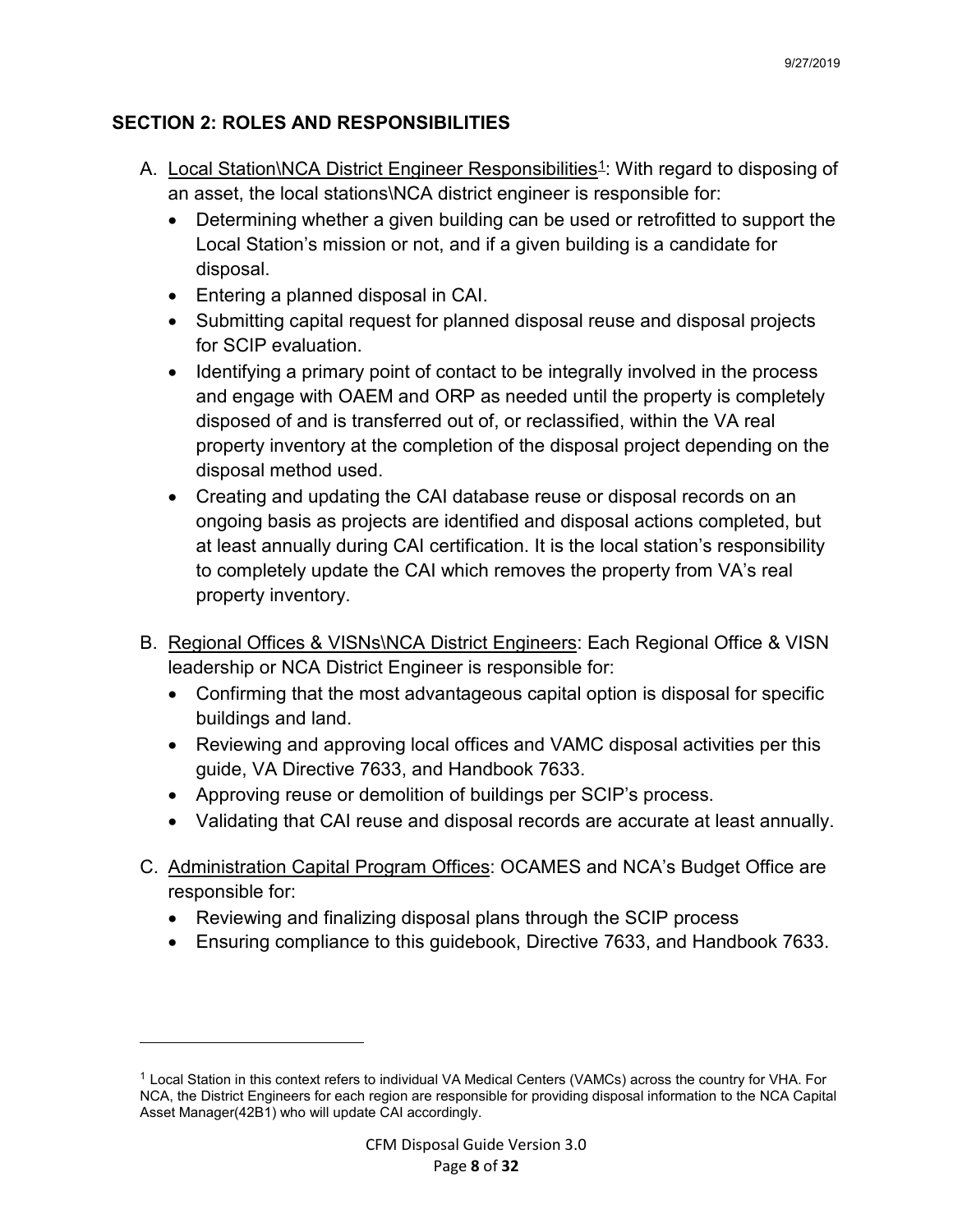## SECTION 2: ROLES AND RESPONSIBILITIES

A. Local Station\NCA District Engineer Responsibilities[1]: With regard to disposing of an asset, the local stations\NCA district engineer is responsible for:
   - Determining whether a given building can be used or retrofitted to support the Local Station's mission or not, and if a given building is a candidate for disposal.
   - Entering a planned disposal in CAI.
   - Submitting capital request for planned disposal reuse and disposal projects for SCIP evaluation.
   - Identifying a primary point of contact to be integrally involved in the process and engage with OAEM and ORP as needed until the property is completely disposed of and is transferred out of, or reclassified, within the VA real property inventory at the completion of the disposal project depending on the disposal method used.
   - Creating and updating the CAI database reuse or disposal records on an ongoing basis as projects are identified and disposal actions completed, but at least annually during CAI certification. It is the local station's responsibility to completely update the CAI which removes the property from VA's real property inventory.

B. Regional Offices & VISNs\NCA District Engineers: Each Regional Office & VISN leadership or NCA District Engineer is responsible for:
   - Confirming that the most advantageous capital option is disposal for specific buildings and land.
   - Reviewing and approving local offices and VAMC disposal activities per this guide, VA Directive 7633, and Handbook 7633.
   - Approving reuse or demolition of buildings per SCIP's process.
   - Validating that CAI reuse and disposal records are accurate at least annually.

C. Administration Capital Program Offices: OCAMES and NCA's Budget Office are responsible for:
   - Reviewing and finalizing disposal plans through the SCIP process
   - Ensuring compliance to this guidebook, Directive 7633, and Handbook 7633.

---

[1] Local Station in this context refers to individual VA Medical Centers (VAMCs) across the country for VHA. For NCA, the District Engineers for each region are responsible for providing disposal information to the NCA Capital Asset Manager(42B1) who will update CAI accordingly.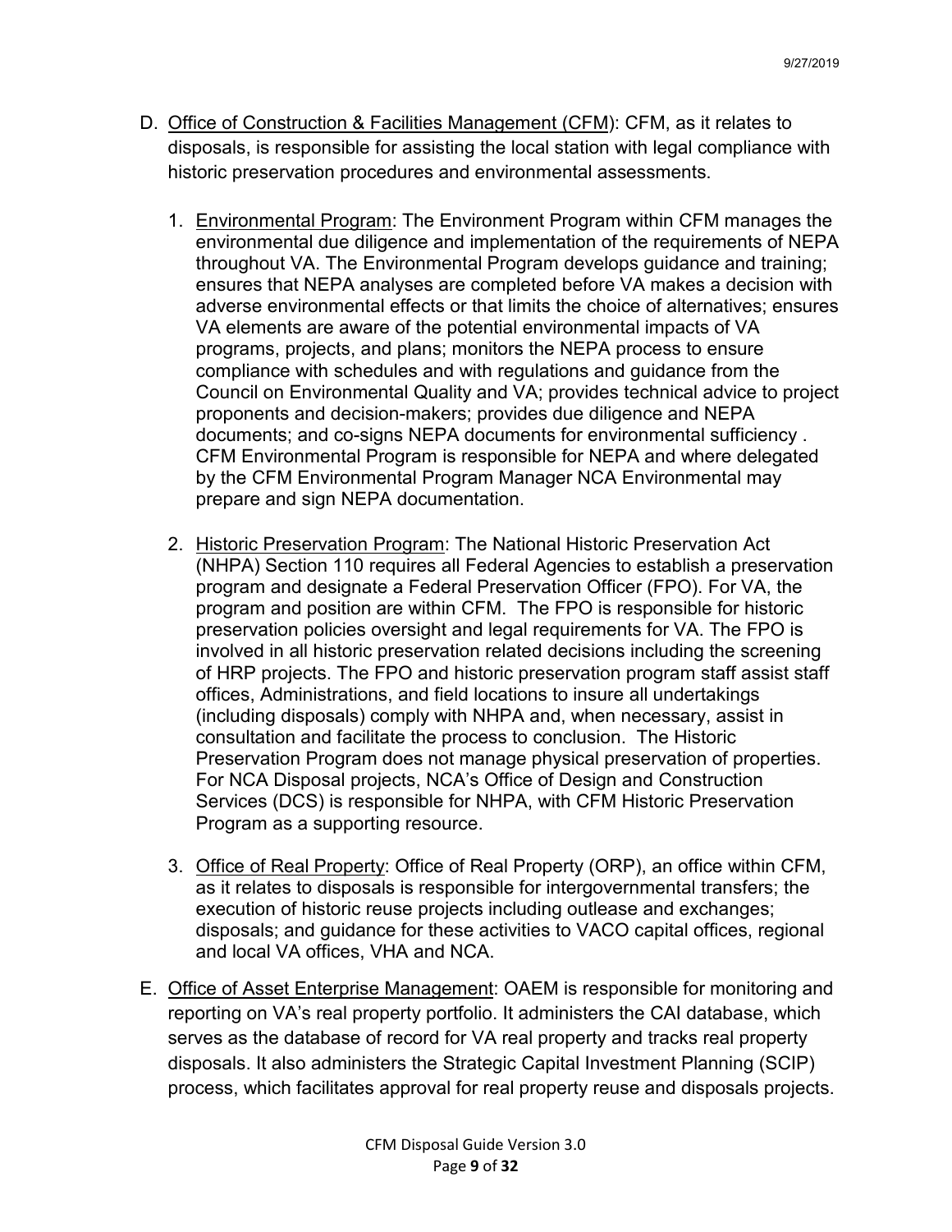D. Office of Construction & Facilities Management (CFM): CFM, as it relates to disposals, is responsible for assisting the local station with legal compliance with historic preservation procedures and environmental assessments.

   1. Environmental Program: The Environment Program within CFM manages the environmental due diligence and implementation of the requirements of NEPA throughout VA. The Environmental Program develops guidance and training; ensures that NEPA analyses are completed before VA makes a decision with adverse environmental effects or that limits the choice of alternatives; ensures VA elements are aware of the potential environmental impacts of VA programs, projects, and plans; monitors the NEPA process to ensure compliance with schedules and with regulations and guidance from the Council on Environmental Quality and VA; provides technical advice to project proponents and decision-makers; provides due diligence and NEPA documents; and co-signs NEPA documents for environmental sufficiency . CFM Environmental Program is responsible for NEPA and where delegated by the CFM Environmental Program Manager NCA Environmental may prepare and sign NEPA documentation.

   2. Historic Preservation Program: The National Historic Preservation Act (NHPA) Section 110 requires all Federal Agencies to establish a preservation program and designate a Federal Preservation Officer (FPO). For VA, the program and position are within CFM. The FPO is responsible for historic preservation policies oversight and legal requirements for VA. The FPO is involved in all historic preservation related decisions including the screening of HRP projects. The FPO and historic preservation program staff assist staff offices, Administrations, and field locations to insure all undertakings (including disposals) comply with NHPA and, when necessary, assist in consultation and facilitate the process to conclusion. The Historic Preservation Program does not manage physical preservation of properties. For NCA Disposal projects, NCA's Office of Design and Construction Services (DCS) is responsible for NHPA, with CFM Historic Preservation Program as a supporting resource.

   3. Office of Real Property: Office of Real Property (ORP), an office within CFM, as it relates to disposals is responsible for intergovernmental transfers; the execution of historic reuse projects including outlease and exchanges; disposals; and guidance for these activities to VACO capital offices, regional and local VA offices, VHA and NCA.

E. Office of Asset Enterprise Management: OAEM is responsible for monitoring and reporting on VA's real property portfolio. It administers the CAI database, which serves as the database of record for VA real property and tracks real property disposals. It also administers the Strategic Capital Investment Planning (SCIP) process, which facilitates approval for real property reuse and disposals projects.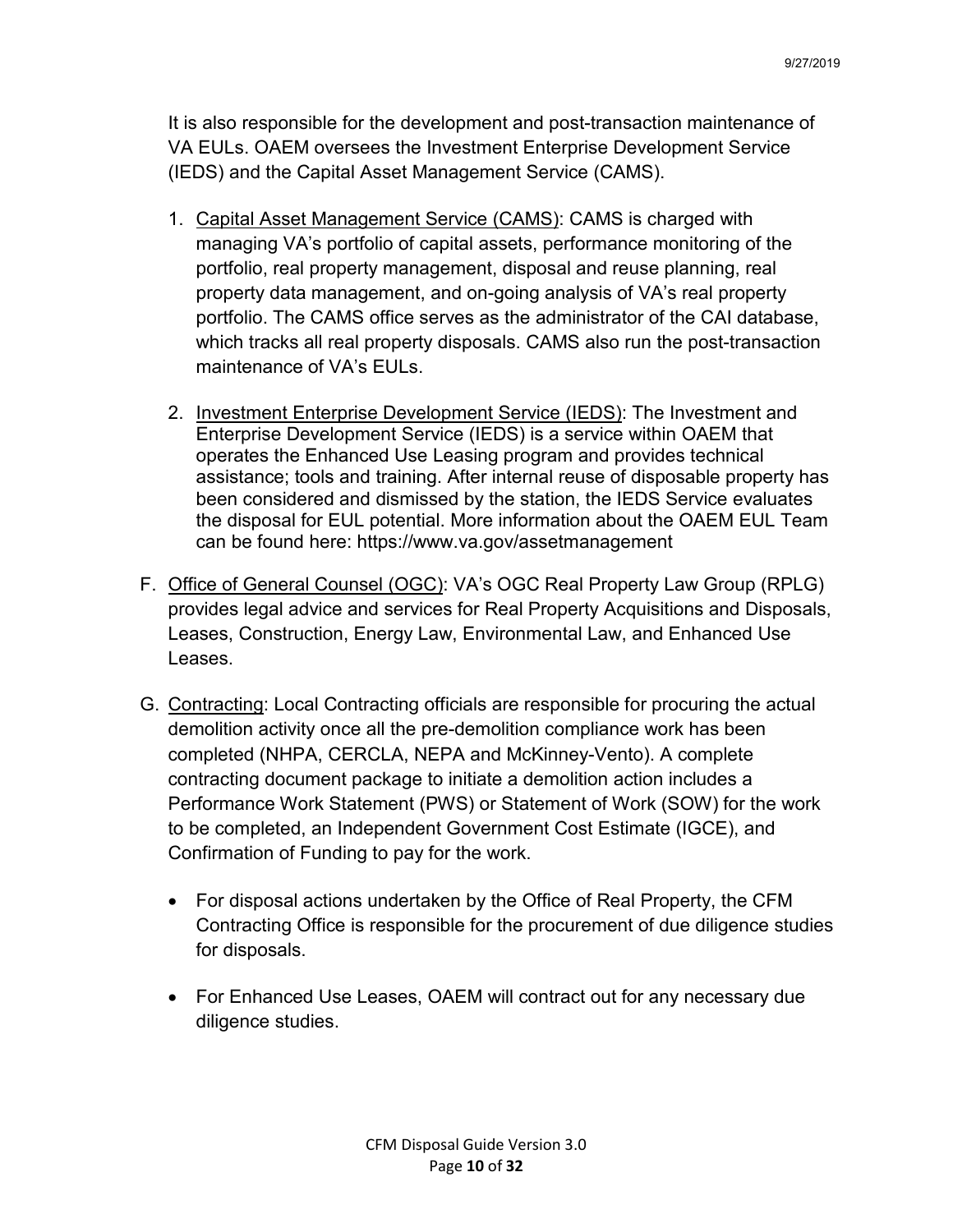It is also responsible for the development and post-transaction maintenance of VA EULs. OAEM oversees the Investment Enterprise Development Service (IEDS) and the Capital Asset Management Service (CAMS).

1. Capital Asset Management Service (CAMS): CAMS is charged with managing VA's portfolio of capital assets, performance monitoring of the portfolio, real property management, disposal and reuse planning, real property data management, and on-going analysis of VA's real property portfolio. The CAMS office serves as the administrator of the CAI database, which tracks all real property disposals. CAMS also run the post-transaction maintenance of VA's EULs.

2. Investment Enterprise Development Service (IEDS): The Investment and Enterprise Development Service (IEDS) is a service within OAEM that operates the Enhanced Use Leasing program and provides technical assistance; tools and training. After internal reuse of disposable property has been considered and dismissed by the station, the IEDS Service evaluates the disposal for EUL potential. More information about the OAEM EUL Team can be found here: https://www.va.gov/assetmanagement

F. Office of General Counsel (OGC): VA's OGC Real Property Law Group (RPLG) provides legal advice and services for Real Property Acquisitions and Disposals, Leases, Construction, Energy Law, Environmental Law, and Enhanced Use Leases.

G. Contracting: Local Contracting officials are responsible for procuring the actual demolition activity once all the pre-demolition compliance work has been completed (NHPA, CERCLA, NEPA and McKinney-Vento). A complete contracting document package to initiate a demolition action includes a Performance Work Statement (PWS) or Statement of Work (SOW) for the work to be completed, an Independent Government Cost Estimate (IGCE), and Confirmation of Funding to pay for the work.

- For disposal actions undertaken by the Office of Real Property, the CFM Contracting Office is responsible for the procurement of due diligence studies for disposals.

- For Enhanced Use Leases, OAEM will contract out for any necessary due diligence studies.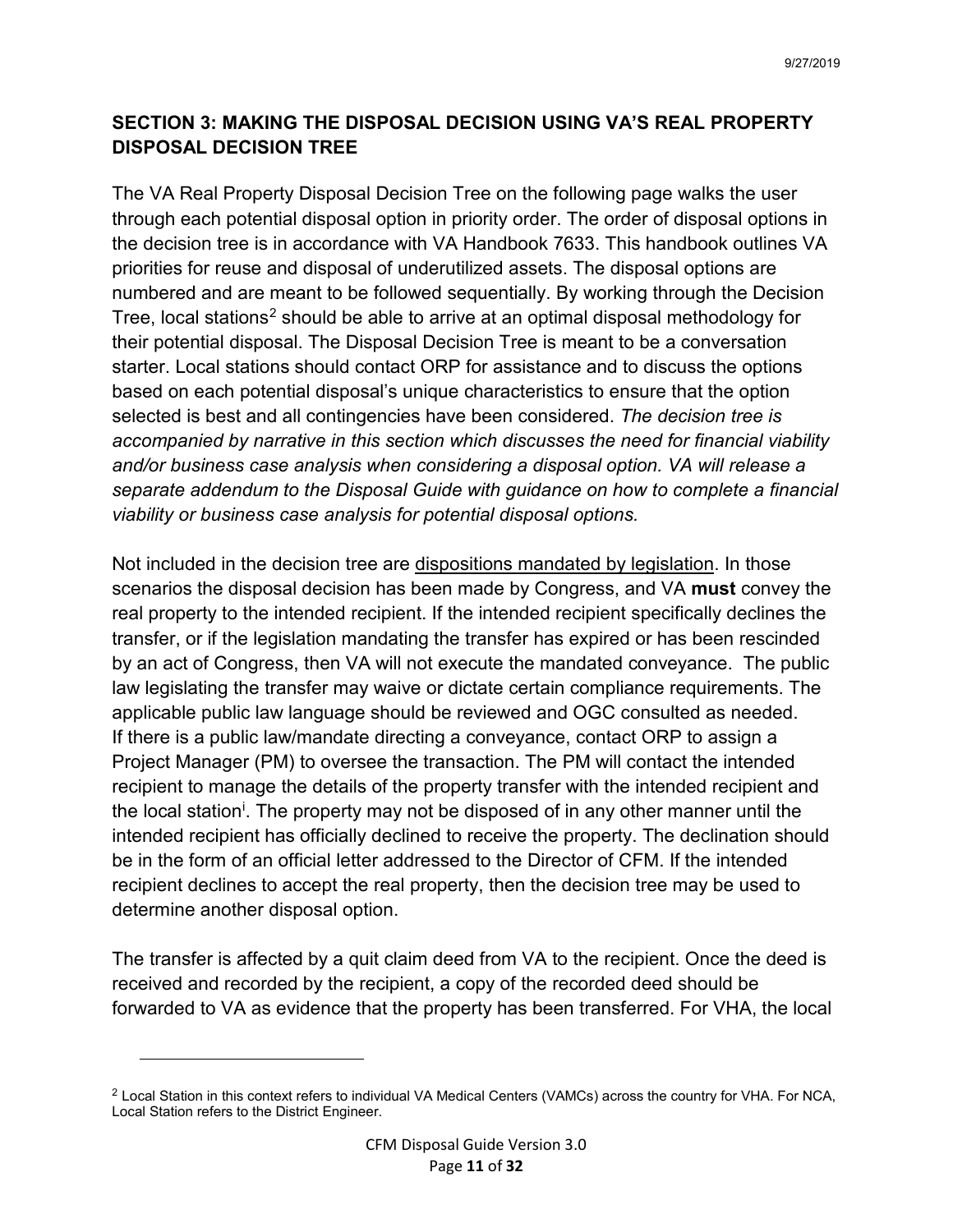## SECTION 3: MAKING THE DISPOSAL DECISION USING VA'S REAL PROPERTY DISPOSAL DECISION TREE

The VA Real Property Disposal Decision Tree on the following page walks the user through each potential disposal option in priority order. The order of disposal options in the decision tree is in accordance with VA Handbook 7633. This handbook outlines VA priorities for reuse and disposal of underutilized assets. The disposal options are numbered and are meant to be followed sequentially. By working through the Decision Tree, local stations[2] should be able to arrive at an optimal disposal methodology for their potential disposal. The Disposal Decision Tree is meant to be a conversation starter. Local stations should contact ORP for assistance and to discuss the options based on each potential disposal's unique characteristics to ensure that the option selected is best and all contingencies have been considered. *The decision tree is accompanied by narrative in this section which discusses the need for financial viability and/or business case analysis when considering a disposal option. VA will release a separate addendum to the Disposal Guide with guidance on how to complete a financial viability or business case analysis for potential disposal options.*

Not included in the decision tree are <u>dispositions mandated by legislation</u>. In those scenarios the disposal decision has been made by Congress, and VA **must** convey the real property to the intended recipient. If the intended recipient specifically declines the transfer, or if the legislation mandating the transfer has expired or has been rescinded by an act of Congress, then VA will not execute the mandated conveyance. The public law legislating the transfer may waive or dictate certain compliance requirements. The applicable public law language should be reviewed and OGC consulted as needed. If there is a public law/mandate directing a conveyance, contact ORP to assign a Project Manager (PM) to oversee the transaction. The PM will contact the intended recipient to manage the details of the property transfer with the intended recipient and the local station[i]. The property may not be disposed of in any other manner until the intended recipient has officially declined to receive the property. The declination should be in the form of an official letter addressed to the Director of CFM. If the intended recipient declines to accept the real property, then the decision tree may be used to determine another disposal option.

The transfer is affected by a quit claim deed from VA to the recipient. Once the deed is received and recorded by the recipient, a copy of the recorded deed should be forwarded to VA as evidence that the property has been transferred. For VHA, the local

---

[2] Local Station in this context refers to individual VA Medical Centers (VAMCs) across the country for VHA. For NCA, Local Station refers to the District Engineer.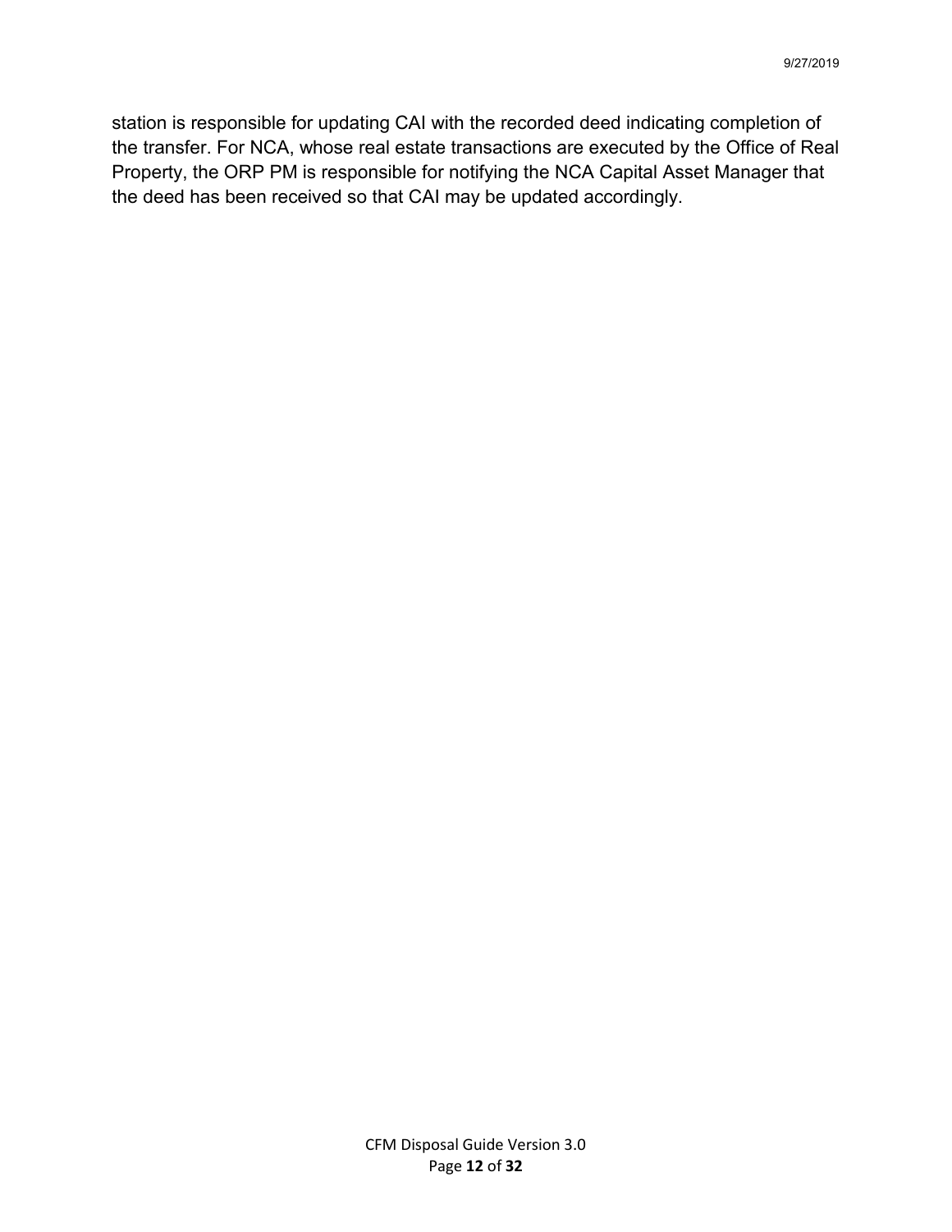station is responsible for updating CAI with the recorded deed indicating completion of the transfer. For NCA, whose real estate transactions are executed by the Office of Real Property, the ORP PM is responsible for notifying the NCA Capital Asset Manager that the deed has been received so that CAI may be updated accordingly.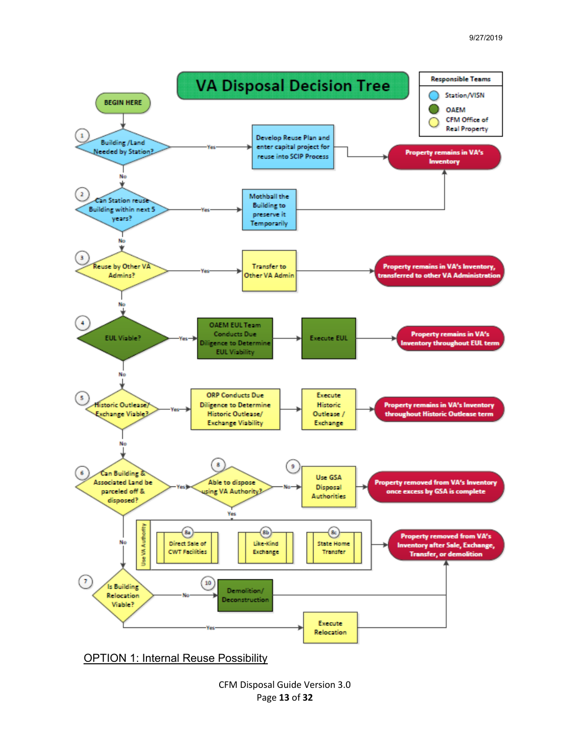# VA Disposal Decision Tree

**Responsible Teams**

- Station/VISN
- OAEM
- CFM Office of Real Property

BEGIN HERE

1. Building /Land Needed by Station? — Yes → Develop Reuse Plan and enter capital project for reuse into SCIP Process → **Property remains in VA's Inventory**
   - No ↓
2. Can Station reuse Building within next 5 years? — Yes → Mothball the Building to preserve it Temporarily → **Property remains in VA's Inventory**
   - No ↓
3. Reuse by Other VA Admins? — Yes → Transfer to Other VA Admin → **Property remains in VA's Inventory, transferred to other VA Administration**
   - No ↓
4. EUL Viable? — Yes → OAEM EUL Team Conducts Due Diligence to Determine EUL Viability → Execute EUL → **Property remains in VA's Inventory throughout EUL term**
   - No ↓
5. Historic Outlease/ Exchange Viable? — Yes → ORP Conducts Due Diligence to Determine Historic Outlease/ Exchange Viability → Execute Historic Outlease / Exchange → **Property remains in VA's Inventory throughout Historic Outlease term**
   - No ↓
6. Can Building & Associated Land be parceled off & disposed? — Yes → 8. Able to dispose using VA Authority?
   - No → 9. Use GSA Disposal Authorities → **Property removed from VA's Inventory once excess by GSA is complete**
   - Yes → Use VA Authority: 8a. Direct Sale of CWT Facilities; 8b. Like-Kind Exchange; 8c. State Home Transfer → **Property removed from VA's Inventory after Sale, Exchange, Transfer, or demolition**
   - No ↓
7. Is Building Relocation Viable?
   - No → 10. Demolition/ Deconstruction → **Property removed from VA's Inventory after Sale, Exchange, Transfer, or demolition**
   - Yes → Execute Relocation → **Property removed from VA's Inventory after Sale, Exchange, Transfer, or demolition**

OPTION 1: Internal Reuse Possibility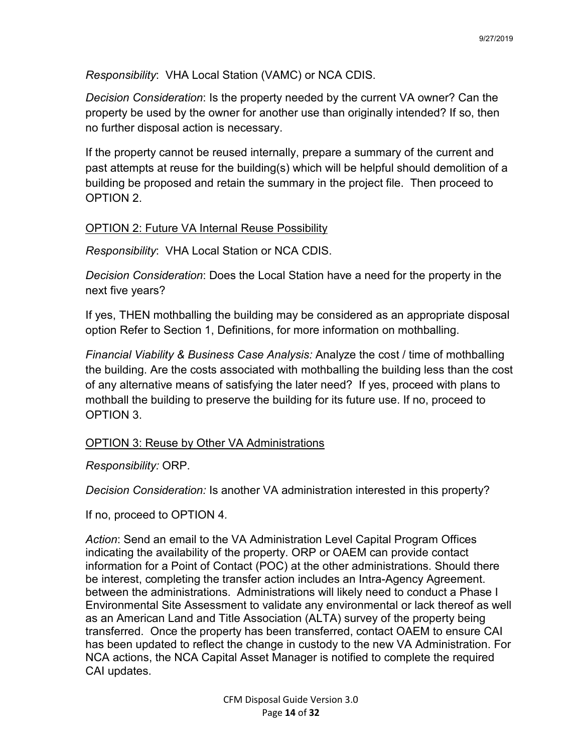*Responsibility*: VHA Local Station (VAMC) or NCA CDIS.

*Decision Consideration*: Is the property needed by the current VA owner? Can the property be used by the owner for another use than originally intended? If so, then no further disposal action is necessary.

If the property cannot be reused internally, prepare a summary of the current and past attempts at reuse for the building(s) which will be helpful should demolition of a building be proposed and retain the summary in the project file. Then proceed to OPTION 2.

<u>OPTION 2: Future VA Internal Reuse Possibility</u>

*Responsibility*: VHA Local Station or NCA CDIS.

*Decision Consideration*: Does the Local Station have a need for the property in the next five years?

If yes, THEN mothballing the building may be considered as an appropriate disposal option Refer to Section 1, Definitions, for more information on mothballing.

*Financial Viability & Business Case Analysis:* Analyze the cost / time of mothballing the building. Are the costs associated with mothballing the building less than the cost of any alternative means of satisfying the later need? If yes, proceed with plans to mothball the building to preserve the building for its future use. If no, proceed to OPTION 3.

<u>OPTION 3: Reuse by Other VA Administrations</u>

*Responsibility:* ORP.

*Decision Consideration:* Is another VA administration interested in this property?

If no, proceed to OPTION 4.

*Action*: Send an email to the VA Administration Level Capital Program Offices indicating the availability of the property. ORP or OAEM can provide contact information for a Point of Contact (POC) at the other administrations. Should there be interest, completing the transfer action includes an Intra-Agency Agreement. between the administrations. Administrations will likely need to conduct a Phase I Environmental Site Assessment to validate any environmental or lack thereof as well as an American Land and Title Association (ALTA) survey of the property being transferred. Once the property has been transferred, contact OAEM to ensure CAI has been updated to reflect the change in custody to the new VA Administration. For NCA actions, the NCA Capital Asset Manager is notified to complete the required CAI updates.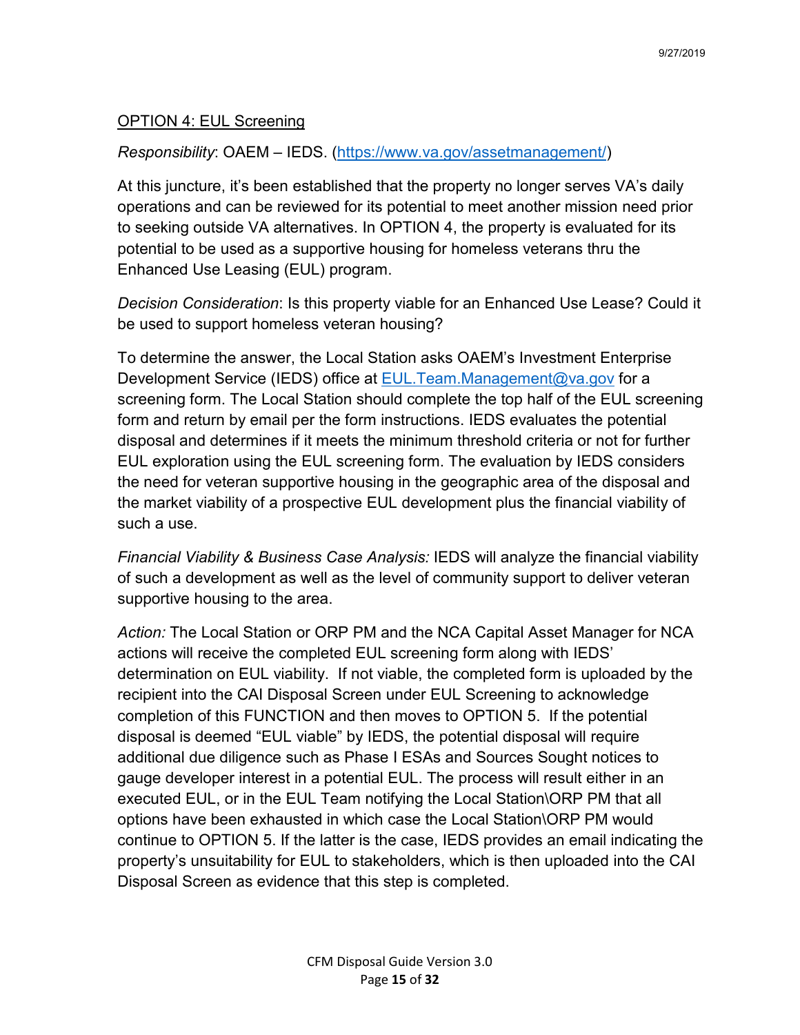<u>OPTION 4: EUL Screening</u>

*Responsibility*: OAEM – IEDS. (https://www.va.gov/assetmanagement/)

At this juncture, it's been established that the property no longer serves VA's daily operations and can be reviewed for its potential to meet another mission need prior to seeking outside VA alternatives. In OPTION 4, the property is evaluated for its potential to be used as a supportive housing for homeless veterans thru the Enhanced Use Leasing (EUL) program.

*Decision Consideration*: Is this property viable for an Enhanced Use Lease? Could it be used to support homeless veteran housing?

To determine the answer, the Local Station asks OAEM's Investment Enterprise Development Service (IEDS) office at EUL.Team.Management@va.gov for a screening form. The Local Station should complete the top half of the EUL screening form and return by email per the form instructions. IEDS evaluates the potential disposal and determines if it meets the minimum threshold criteria or not for further EUL exploration using the EUL screening form. The evaluation by IEDS considers the need for veteran supportive housing in the geographic area of the disposal and the market viability of a prospective EUL development plus the financial viability of such a use.

*Financial Viability & Business Case Analysis:* IEDS will analyze the financial viability of such a development as well as the level of community support to deliver veteran supportive housing to the area.

*Action:* The Local Station or ORP PM and the NCA Capital Asset Manager for NCA actions will receive the completed EUL screening form along with IEDS' determination on EUL viability. If not viable, the completed form is uploaded by the recipient into the CAI Disposal Screen under EUL Screening to acknowledge completion of this FUNCTION and then moves to OPTION 5. If the potential disposal is deemed "EUL viable" by IEDS, the potential disposal will require additional due diligence such as Phase I ESAs and Sources Sought notices to gauge developer interest in a potential EUL. The process will result either in an executed EUL, or in the EUL Team notifying the Local Station\ORP PM that all options have been exhausted in which case the Local Station\ORP PM would continue to OPTION 5. If the latter is the case, IEDS provides an email indicating the property's unsuitability for EUL to stakeholders, which is then uploaded into the CAI Disposal Screen as evidence that this step is completed.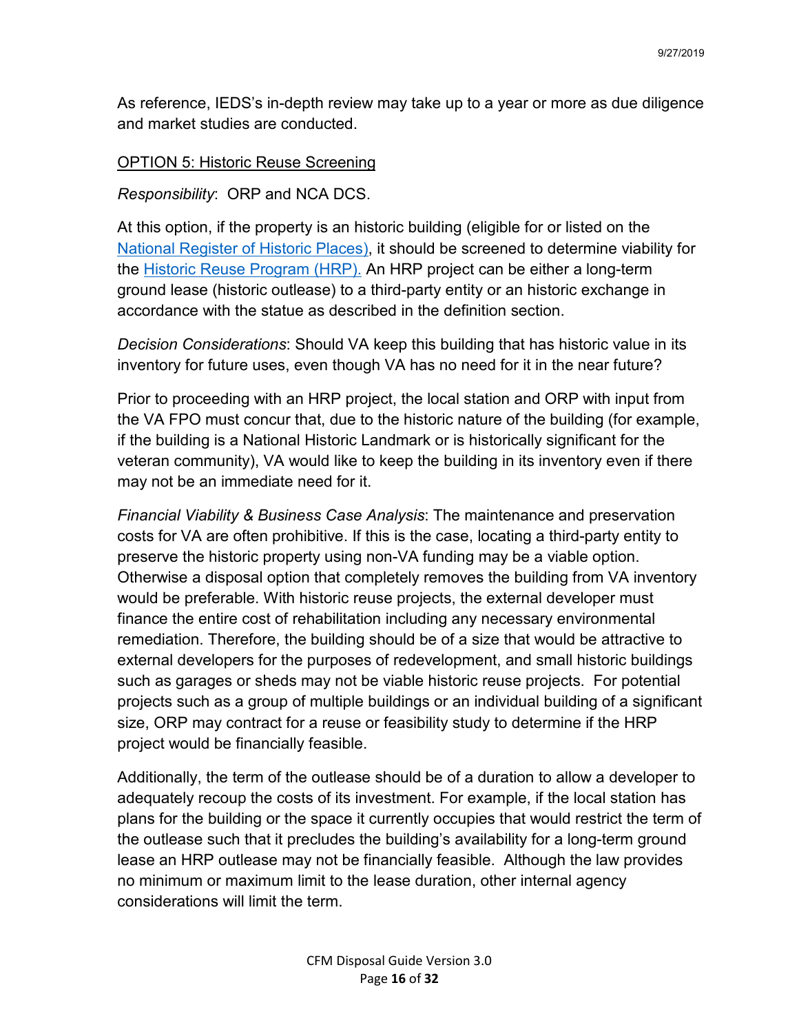As reference, IEDS's in-depth review may take up to a year or more as due diligence and market studies are conducted.

OPTION 5: Historic Reuse Screening

*Responsibility*: ORP and NCA DCS.

At this option, if the property is an historic building (eligible for or listed on the National Register of Historic Places), it should be screened to determine viability for the Historic Reuse Program (HRP). An HRP project can be either a long-term ground lease (historic outlease) to a third-party entity or an historic exchange in accordance with the statue as described in the definition section.

*Decision Considerations*: Should VA keep this building that has historic value in its inventory for future uses, even though VA has no need for it in the near future?

Prior to proceeding with an HRP project, the local station and ORP with input from the VA FPO must concur that, due to the historic nature of the building (for example, if the building is a National Historic Landmark or is historically significant for the veteran community), VA would like to keep the building in its inventory even if there may not be an immediate need for it.

*Financial Viability & Business Case Analysis*: The maintenance and preservation costs for VA are often prohibitive. If this is the case, locating a third-party entity to preserve the historic property using non-VA funding may be a viable option. Otherwise a disposal option that completely removes the building from VA inventory would be preferable. With historic reuse projects, the external developer must finance the entire cost of rehabilitation including any necessary environmental remediation. Therefore, the building should be of a size that would be attractive to external developers for the purposes of redevelopment, and small historic buildings such as garages or sheds may not be viable historic reuse projects. For potential projects such as a group of multiple buildings or an individual building of a significant size, ORP may contract for a reuse or feasibility study to determine if the HRP project would be financially feasible.

Additionally, the term of the outlease should be of a duration to allow a developer to adequately recoup the costs of its investment. For example, if the local station has plans for the building or the space it currently occupies that would restrict the term of the outlease such that it precludes the building's availability for a long-term ground lease an HRP outlease may not be financially feasible. Although the law provides no minimum or maximum limit to the lease duration, other internal agency considerations will limit the term.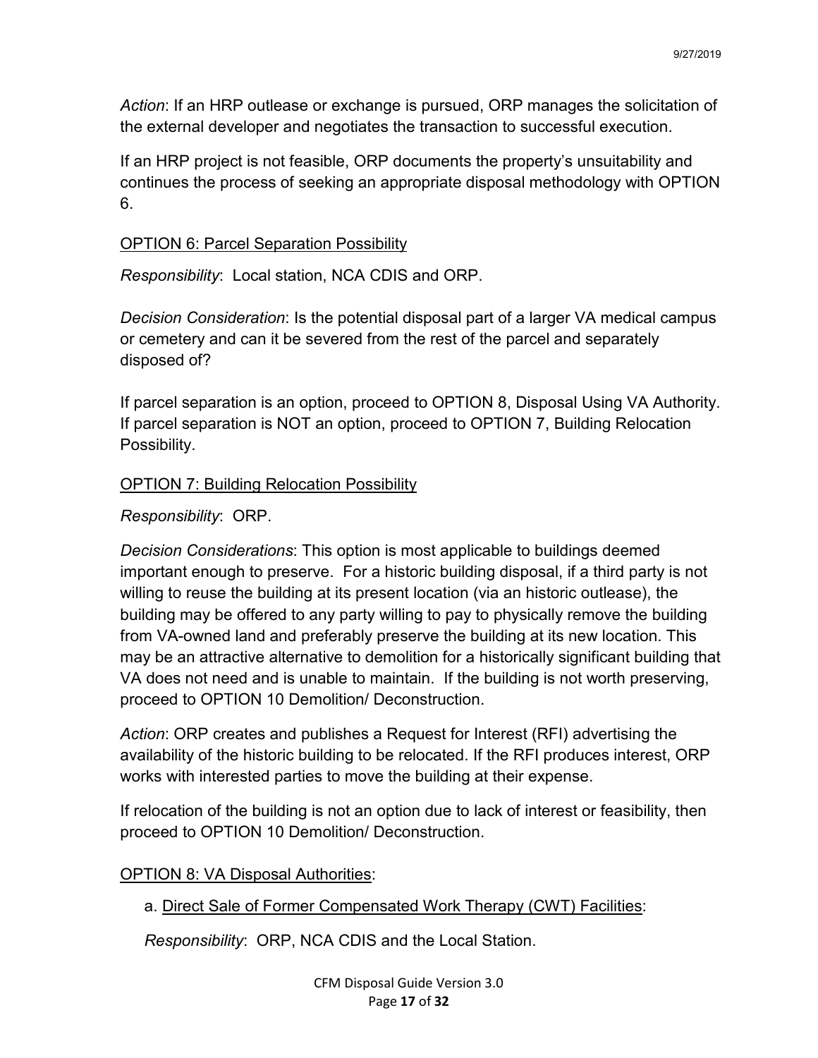*Action*: If an HRP outlease or exchange is pursued, ORP manages the solicitation of the external developer and negotiates the transaction to successful execution.

If an HRP project is not feasible, ORP documents the property's unsuitability and continues the process of seeking an appropriate disposal methodology with OPTION 6.

<u>OPTION 6: Parcel Separation Possibility</u>

*Responsibility*: Local station, NCA CDIS and ORP.

*Decision Consideration*: Is the potential disposal part of a larger VA medical campus or cemetery and can it be severed from the rest of the parcel and separately disposed of?

If parcel separation is an option, proceed to OPTION 8, Disposal Using VA Authority. If parcel separation is NOT an option, proceed to OPTION 7, Building Relocation Possibility.

<u>OPTION 7: Building Relocation Possibility</u>

*Responsibility*: ORP.

*Decision Considerations*: This option is most applicable to buildings deemed important enough to preserve. For a historic building disposal, if a third party is not willing to reuse the building at its present location (via an historic outlease), the building may be offered to any party willing to pay to physically remove the building from VA-owned land and preferably preserve the building at its new location. This may be an attractive alternative to demolition for a historically significant building that VA does not need and is unable to maintain. If the building is not worth preserving, proceed to OPTION 10 Demolition/ Deconstruction.

*Action*: ORP creates and publishes a Request for Interest (RFI) advertising the availability of the historic building to be relocated. If the RFI produces interest, ORP works with interested parties to move the building at their expense.

If relocation of the building is not an option due to lack of interest or feasibility, then proceed to OPTION 10 Demolition/ Deconstruction.

<u>OPTION 8: VA Disposal Authorities</u>:

a. <u>Direct Sale of Former Compensated Work Therapy (CWT) Facilities</u>:

*Responsibility*: ORP, NCA CDIS and the Local Station.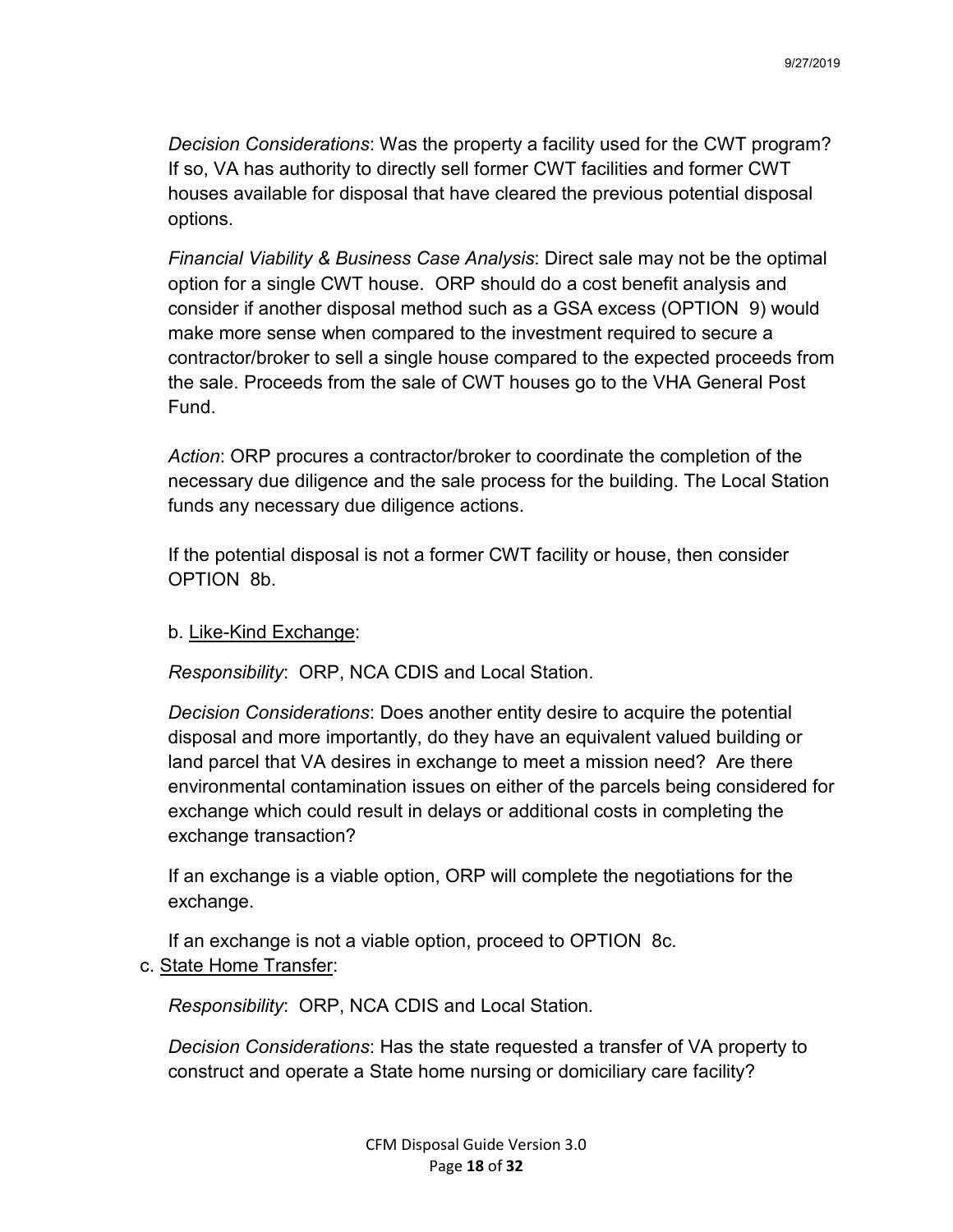*Decision Considerations*: Was the property a facility used for the CWT program? If so, VA has authority to directly sell former CWT facilities and former CWT houses available for disposal that have cleared the previous potential disposal options.

*Financial Viability & Business Case Analysis*: Direct sale may not be the optimal option for a single CWT house. ORP should do a cost benefit analysis and consider if another disposal method such as a GSA excess (OPTION 9) would make more sense when compared to the investment required to secure a contractor/broker to sell a single house compared to the expected proceeds from the sale. Proceeds from the sale of CWT houses go to the VHA General Post Fund.

*Action*: ORP procures a contractor/broker to coordinate the completion of the necessary due diligence and the sale process for the building. The Local Station funds any necessary due diligence actions.

If the potential disposal is not a former CWT facility or house, then consider OPTION 8b.

b. <u>Like-Kind Exchange</u>:

*Responsibility*: ORP, NCA CDIS and Local Station.

*Decision Considerations*: Does another entity desire to acquire the potential disposal and more importantly, do they have an equivalent valued building or land parcel that VA desires in exchange to meet a mission need? Are there environmental contamination issues on either of the parcels being considered for exchange which could result in delays or additional costs in completing the exchange transaction?

If an exchange is a viable option, ORP will complete the negotiations for the exchange.

If an exchange is not a viable option, proceed to OPTION 8c.

c. <u>State Home Transfer</u>:

*Responsibility*: ORP, NCA CDIS and Local Station.

*Decision Considerations*: Has the state requested a transfer of VA property to construct and operate a State home nursing or domiciliary care facility?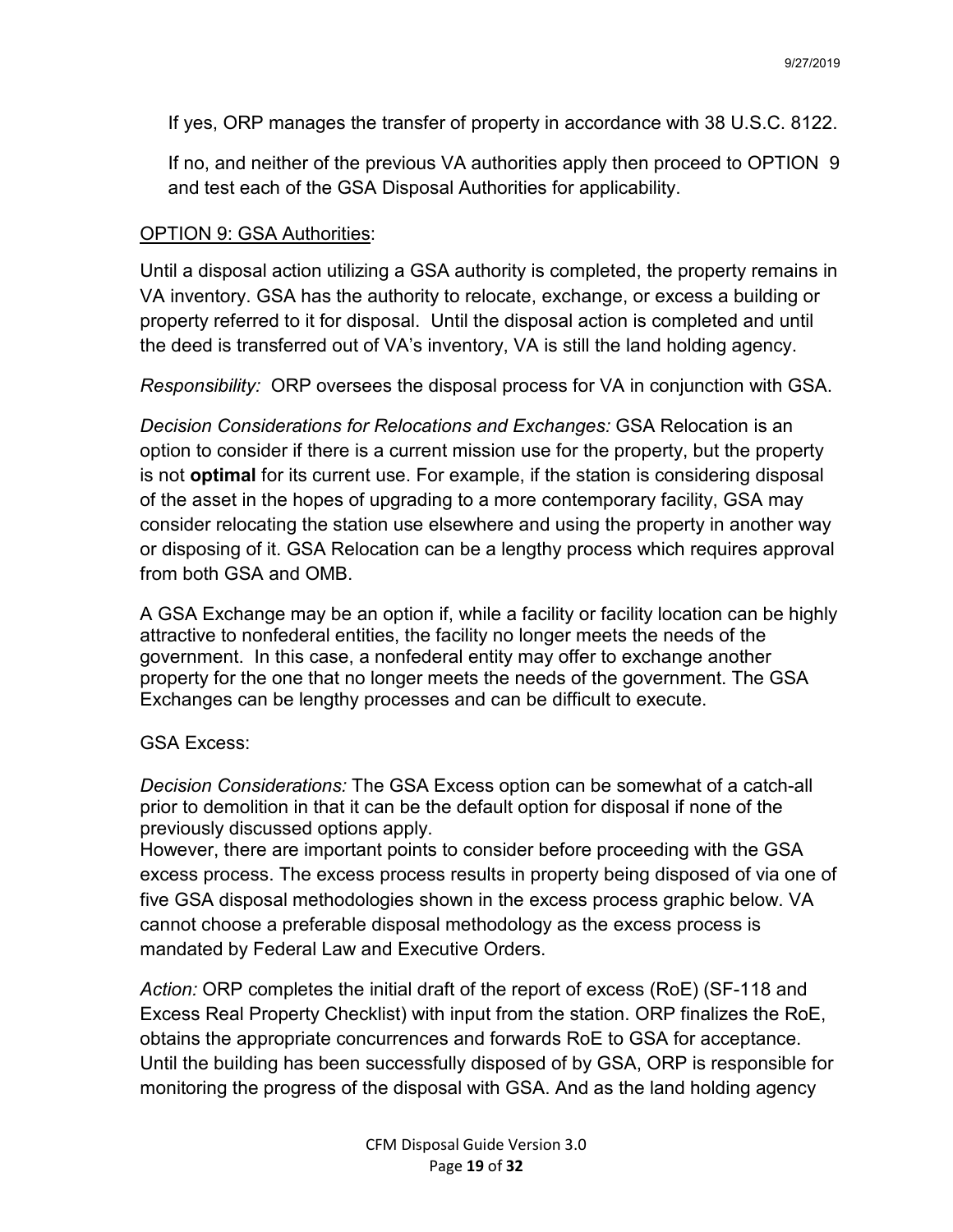If yes, ORP manages the transfer of property in accordance with 38 U.S.C. 8122.

If no, and neither of the previous VA authorities apply then proceed to OPTION 9 and test each of the GSA Disposal Authorities for applicability.

<u>OPTION 9: GSA Authorities</u>:

Until a disposal action utilizing a GSA authority is completed, the property remains in VA inventory. GSA has the authority to relocate, exchange, or excess a building or property referred to it for disposal. Until the disposal action is completed and until the deed is transferred out of VA's inventory, VA is still the land holding agency.

*Responsibility:* ORP oversees the disposal process for VA in conjunction with GSA.

*Decision Considerations for Relocations and Exchanges:* GSA Relocation is an option to consider if there is a current mission use for the property, but the property is not **optimal** for its current use. For example, if the station is considering disposal of the asset in the hopes of upgrading to a more contemporary facility, GSA may consider relocating the station use elsewhere and using the property in another way or disposing of it. GSA Relocation can be a lengthy process which requires approval from both GSA and OMB.

A GSA Exchange may be an option if, while a facility or facility location can be highly attractive to nonfederal entities, the facility no longer meets the needs of the government. In this case, a nonfederal entity may offer to exchange another property for the one that no longer meets the needs of the government. The GSA Exchanges can be lengthy processes and can be difficult to execute.

GSA Excess:

*Decision Considerations:* The GSA Excess option can be somewhat of a catch-all prior to demolition in that it can be the default option for disposal if none of the previously discussed options apply.
However, there are important points to consider before proceeding with the GSA excess process. The excess process results in property being disposed of via one of five GSA disposal methodologies shown in the excess process graphic below. VA cannot choose a preferable disposal methodology as the excess process is mandated by Federal Law and Executive Orders.

*Action:* ORP completes the initial draft of the report of excess (RoE) (SF-118 and Excess Real Property Checklist) with input from the station. ORP finalizes the RoE, obtains the appropriate concurrences and forwards RoE to GSA for acceptance. Until the building has been successfully disposed of by GSA, ORP is responsible for monitoring the progress of the disposal with GSA. And as the land holding agency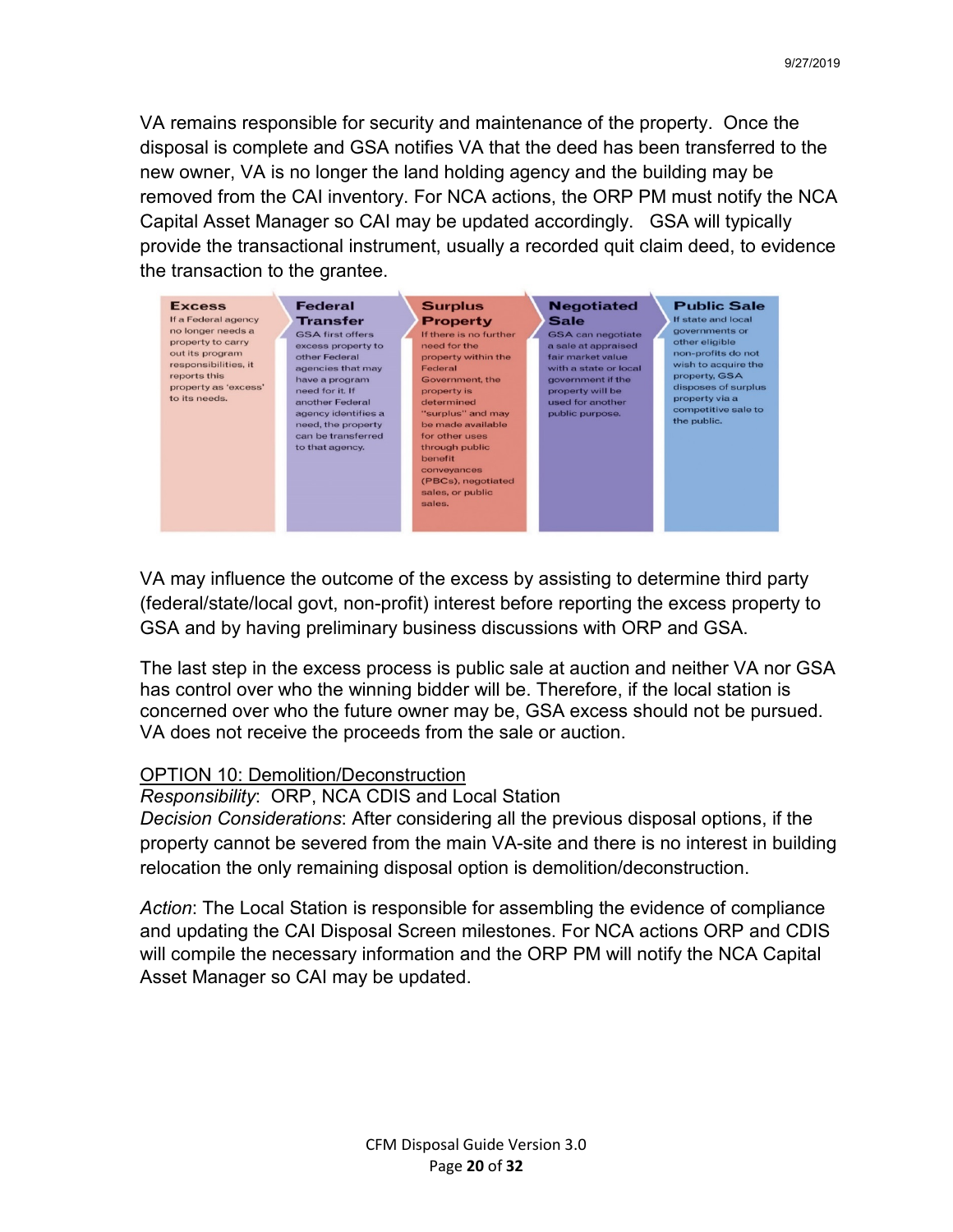VA remains responsible for security and maintenance of the property. Once the disposal is complete and GSA notifies VA that the deed has been transferred to the new owner, VA is no longer the land holding agency and the building may be removed from the CAI inventory. For NCA actions, the ORP PM must notify the NCA Capital Asset Manager so CAI may be updated accordingly. GSA will typically provide the transactional instrument, usually a recorded quit claim deed, to evidence the transaction to the grantee.

| Excess | Federal Transfer | Surplus Property | Negotiated Sale | Public Sale |
| --- | --- | --- | --- | --- |
| If a Federal agency no longer needs a property to carry out its program responsibilities, it reports this property as 'excess' to its needs. | GSA first offers excess property to other Federal agencies that may have a program need for it. If another Federal agency identifies a need, the property can be transferred to that agency. | If there is no further need for the property within the Federal Government, the property is determined "surplus" and may be made available for other uses through public benefit conveyances (PBCs), negotiated sales, or public sales. | GSA can negotiate a sale at appraised fair market value with a state or local government if the property will be used for another public purpose. | If state and local governments or other eligible non-profits do not wish to acquire the property, GSA disposes of surplus property via a competitive sale to the public. |

VA may influence the outcome of the excess by assisting to determine third party (federal/state/local govt, non-profit) interest before reporting the excess property to GSA and by having preliminary business discussions with ORP and GSA.

The last step in the excess process is public sale at auction and neither VA nor GSA has control over who the winning bidder will be. Therefore, if the local station is concerned over who the future owner may be, GSA excess should not be pursued. VA does not receive the proceeds from the sale or auction.

<u>OPTION 10: Demolition/Deconstruction</u>

*Responsibility*: ORP, NCA CDIS and Local Station

*Decision Considerations*: After considering all the previous disposal options, if the property cannot be severed from the main VA-site and there is no interest in building relocation the only remaining disposal option is demolition/deconstruction.

*Action*: The Local Station is responsible for assembling the evidence of compliance and updating the CAI Disposal Screen milestones. For NCA actions ORP and CDIS will compile the necessary information and the ORP PM will notify the NCA Capital Asset Manager so CAI may be updated.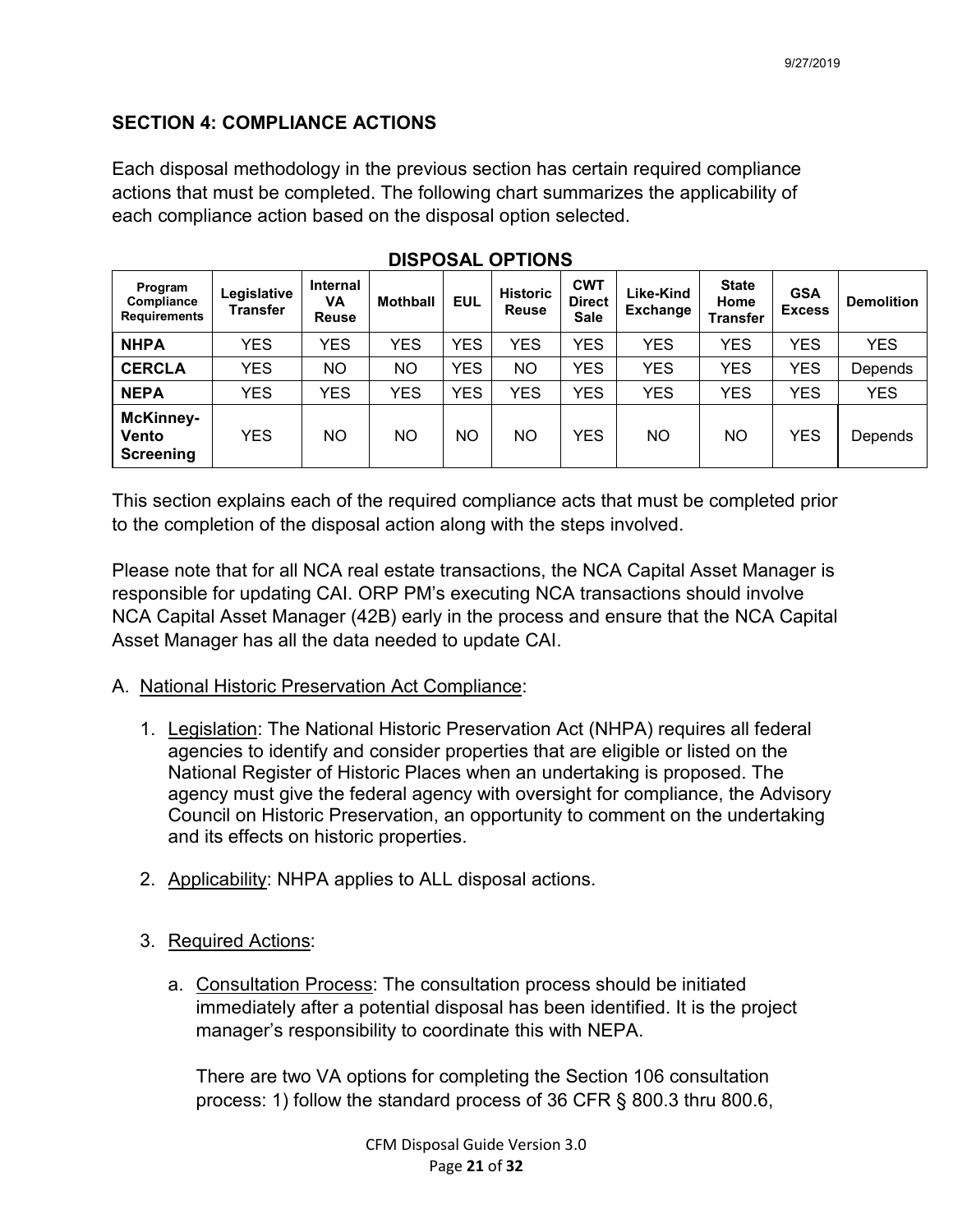## SECTION 4: COMPLIANCE ACTIONS

Each disposal methodology in the previous section has certain required compliance actions that must be completed. The following chart summarizes the applicability of each compliance action based on the disposal option selected.

**DISPOSAL OPTIONS**

| Program Compliance Requirements | Legislative Transfer | Internal VA Reuse | Mothball | EUL | Historic Reuse | CWT Direct Sale | Like-Kind Exchange | State Home Transfer | GSA Excess | Demolition |
|---|---|---|---|---|---|---|---|---|---|---|
| **NHPA** | YES | YES | YES | YES | YES | YES | YES | YES | YES | YES |
| **CERCLA** | YES | NO | NO | YES | NO | YES | YES | YES | YES | Depends |
| **NEPA** | YES | YES | YES | YES | YES | YES | YES | YES | YES | YES |
| **McKinney-Vento Screening** | YES | NO | NO | NO | NO | YES | NO | NO | YES | Depends |

This section explains each of the required compliance acts that must be completed prior to the completion of the disposal action along with the steps involved.

Please note that for all NCA real estate transactions, the NCA Capital Asset Manager is responsible for updating CAI. ORP PM's executing NCA transactions should involve NCA Capital Asset Manager (42B) early in the process and ensure that the NCA Capital Asset Manager has all the data needed to update CAI.

A. National Historic Preservation Act Compliance:

1. Legislation: The National Historic Preservation Act (NHPA) requires all federal agencies to identify and consider properties that are eligible or listed on the National Register of Historic Places when an undertaking is proposed. The agency must give the federal agency with oversight for compliance, the Advisory Council on Historic Preservation, an opportunity to comment on the undertaking and its effects on historic properties.

2. Applicability: NHPA applies to ALL disposal actions.

3. Required Actions:

   a. Consultation Process: The consultation process should be initiated immediately after a potential disposal has been identified. It is the project manager's responsibility to coordinate this with NEPA.

      There are two VA options for completing the Section 106 consultation process: 1) follow the standard process of 36 CFR § 800.3 thru 800.6,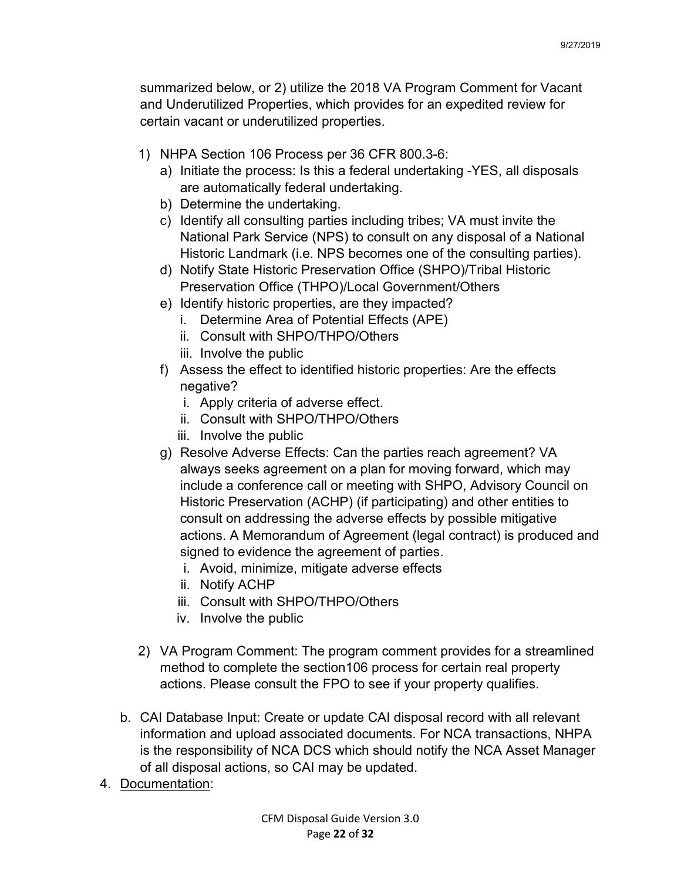summarized below, or 2) utilize the 2018 VA Program Comment for Vacant and Underutilized Properties, which provides for an expedited review for certain vacant or underutilized properties.

1) NHPA Section 106 Process per 36 CFR 800.3-6:
   a) Initiate the process: Is this a federal undertaking -YES, all disposals are automatically federal undertaking.
   b) Determine the undertaking.
   c) Identify all consulting parties including tribes; VA must invite the National Park Service (NPS) to consult on any disposal of a National Historic Landmark (i.e. NPS becomes one of the consulting parties).
   d) Notify State Historic Preservation Office (SHPO)/Tribal Historic Preservation Office (THPO)/Local Government/Others
   e) Identify historic properties, are they impacted?
      i. Determine Area of Potential Effects (APE)
      ii. Consult with SHPO/THPO/Others
      iii. Involve the public
   f) Assess the effect to identified historic properties: Are the effects negative?
      i. Apply criteria of adverse effect.
      ii. Consult with SHPO/THPO/Others
      iii. Involve the public
   g) Resolve Adverse Effects: Can the parties reach agreement? VA always seeks agreement on a plan for moving forward, which may include a conference call or meeting with SHPO, Advisory Council on Historic Preservation (ACHP) (if participating) and other entities to consult on addressing the adverse effects by possible mitigative actions. A Memorandum of Agreement (legal contract) is produced and signed to evidence the agreement of parties.
      i. Avoid, minimize, mitigate adverse effects
      ii. Notify ACHP
      iii. Consult with SHPO/THPO/Others
      iv. Involve the public

2) VA Program Comment: The program comment provides for a streamlined method to complete the section106 process for certain real property actions. Please consult the FPO to see if your property qualifies.

b. CAI Database Input: Create or update CAI disposal record with all relevant information and upload associated documents. For NCA transactions, NHPA is the responsibility of NCA DCS which should notify the NCA Asset Manager of all disposal actions, so CAI may be updated.

4. <u>Documentation</u>: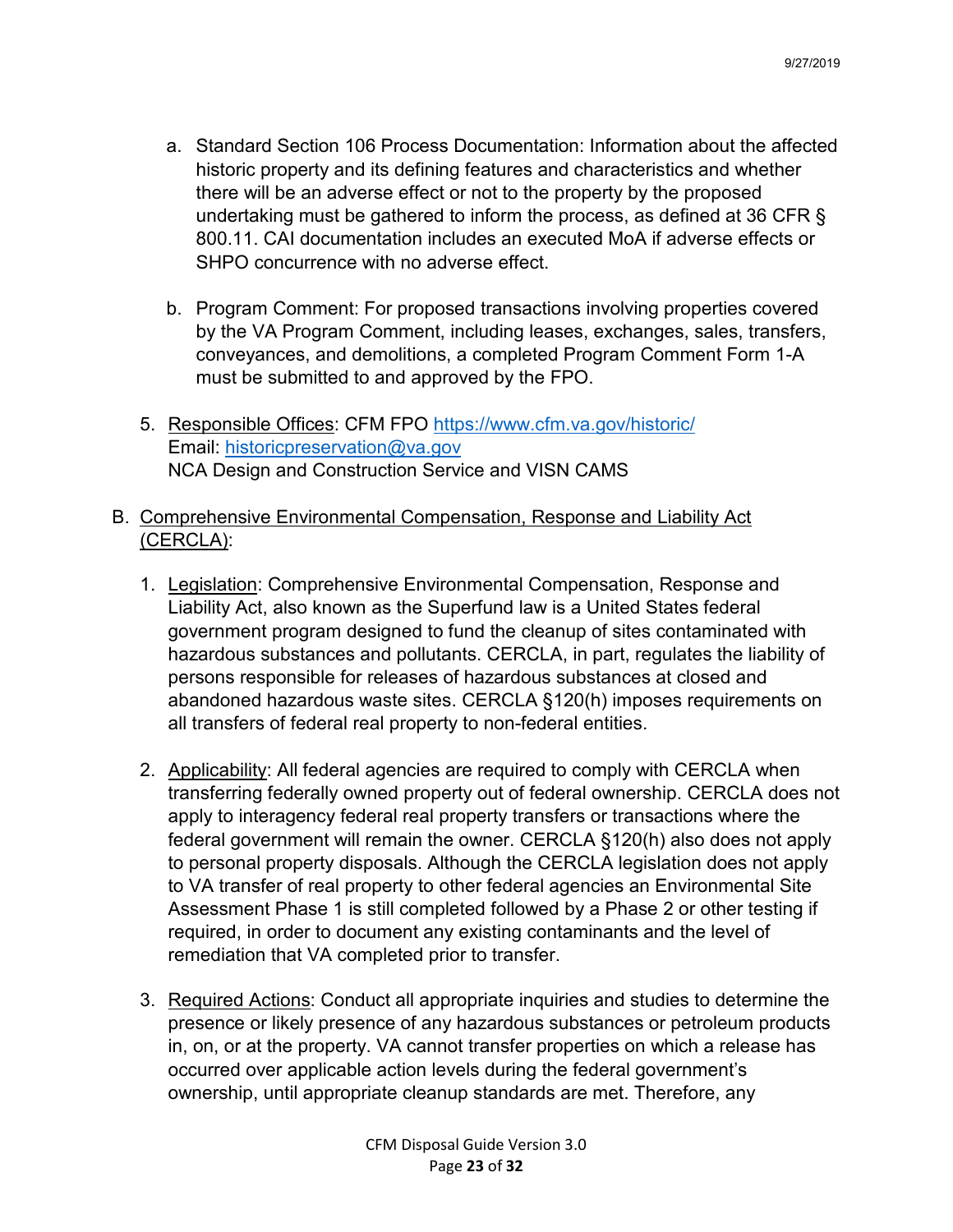a. Standard Section 106 Process Documentation: Information about the affected historic property and its defining features and characteristics and whether there will be an adverse effect or not to the property by the proposed undertaking must be gathered to inform the process, as defined at 36 CFR § 800.11. CAI documentation includes an executed MoA if adverse effects or SHPO concurrence with no adverse effect.

b. Program Comment: For proposed transactions involving properties covered by the VA Program Comment, including leases, exchanges, sales, transfers, conveyances, and demolitions, a completed Program Comment Form 1-A must be submitted to and approved by the FPO.

5. Responsible Offices: CFM FPO https://www.cfm.va.gov/historic/
   Email: historicpreservation@va.gov
   NCA Design and Construction Service and VISN CAMS

B. Comprehensive Environmental Compensation, Response and Liability Act (CERCLA):

1. Legislation: Comprehensive Environmental Compensation, Response and Liability Act, also known as the Superfund law is a United States federal government program designed to fund the cleanup of sites contaminated with hazardous substances and pollutants. CERCLA, in part, regulates the liability of persons responsible for releases of hazardous substances at closed and abandoned hazardous waste sites. CERCLA §120(h) imposes requirements on all transfers of federal real property to non-federal entities.

2. Applicability: All federal agencies are required to comply with CERCLA when transferring federally owned property out of federal ownership. CERCLA does not apply to interagency federal real property transfers or transactions where the federal government will remain the owner. CERCLA §120(h) also does not apply to personal property disposals. Although the CERCLA legislation does not apply to VA transfer of real property to other federal agencies an Environmental Site Assessment Phase 1 is still completed followed by a Phase 2 or other testing if required, in order to document any existing contaminants and the level of remediation that VA completed prior to transfer.

3. Required Actions: Conduct all appropriate inquiries and studies to determine the presence or likely presence of any hazardous substances or petroleum products in, on, or at the property. VA cannot transfer properties on which a release has occurred over applicable action levels during the federal government's ownership, until appropriate cleanup standards are met. Therefore, any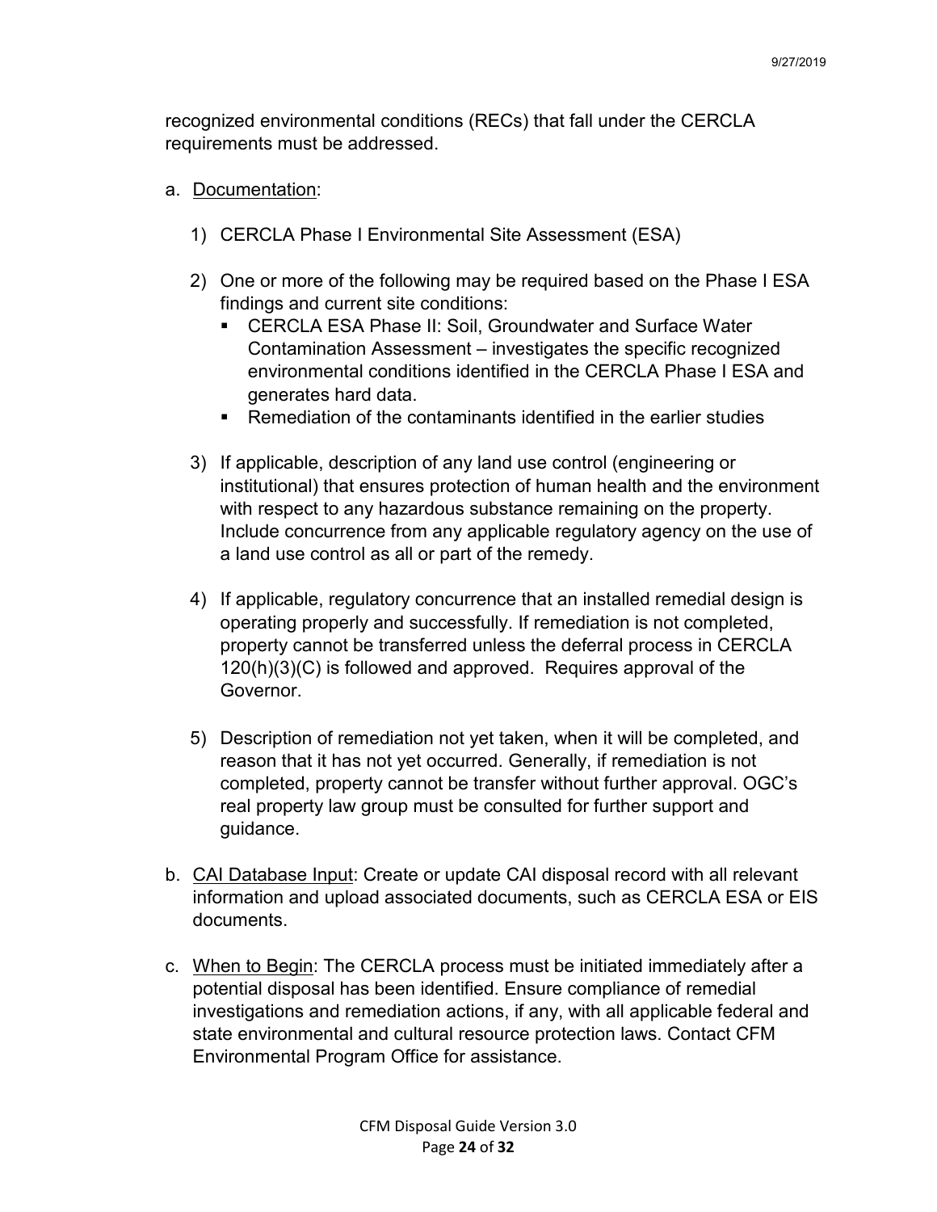recognized environmental conditions (RECs) that fall under the CERCLA requirements must be addressed.

a. Documentation:

   1) CERCLA Phase I Environmental Site Assessment (ESA)

   2) One or more of the following may be required based on the Phase I ESA findings and current site conditions:
      - CERCLA ESA Phase II: Soil, Groundwater and Surface Water Contamination Assessment – investigates the specific recognized environmental conditions identified in the CERCLA Phase I ESA and generates hard data.
      - Remediation of the contaminants identified in the earlier studies

   3) If applicable, description of any land use control (engineering or institutional) that ensures protection of human health and the environment with respect to any hazardous substance remaining on the property. Include concurrence from any applicable regulatory agency on the use of a land use control as all or part of the remedy.

   4) If applicable, regulatory concurrence that an installed remedial design is operating properly and successfully. If remediation is not completed, property cannot be transferred unless the deferral process in CERCLA 120(h)(3)(C) is followed and approved. Requires approval of the Governor.

   5) Description of remediation not yet taken, when it will be completed, and reason that it has not yet occurred. Generally, if remediation is not completed, property cannot be transfer without further approval. OGC's real property law group must be consulted for further support and guidance.

b. CAI Database Input: Create or update CAI disposal record with all relevant information and upload associated documents, such as CERCLA ESA or EIS documents.

c. When to Begin: The CERCLA process must be initiated immediately after a potential disposal has been identified. Ensure compliance of remedial investigations and remediation actions, if any, with all applicable federal and state environmental and cultural resource protection laws. Contact CFM Environmental Program Office for assistance.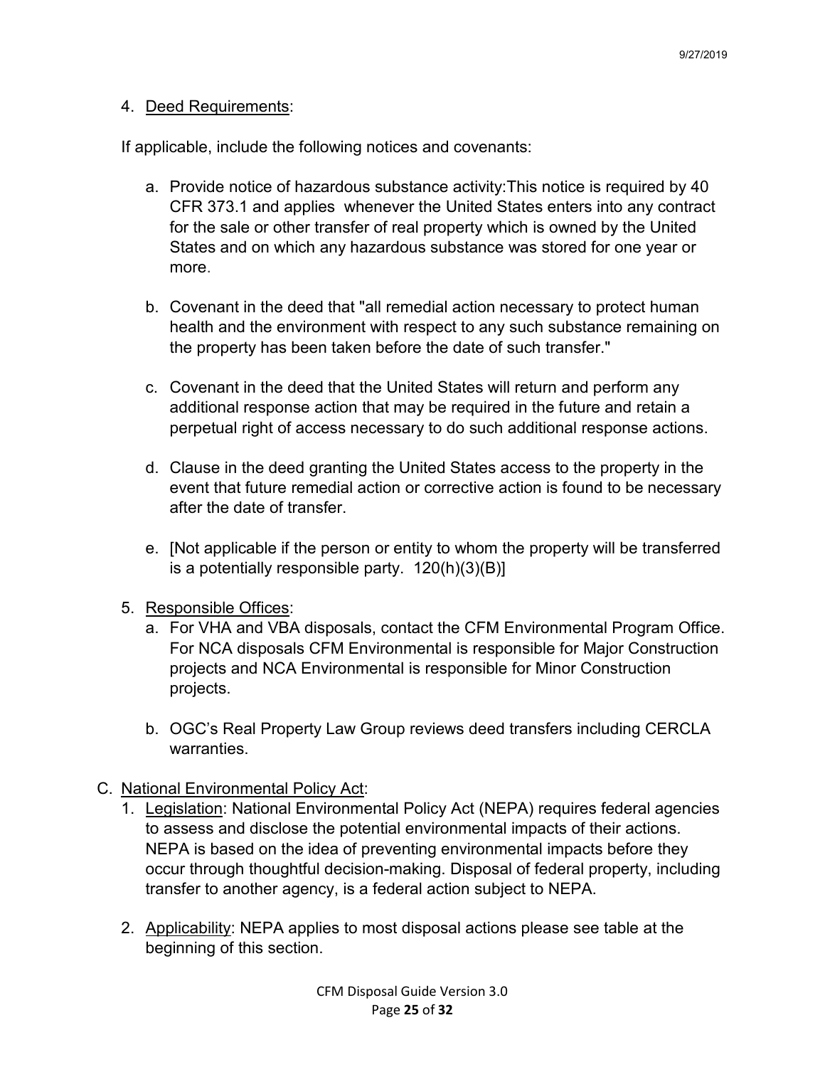4. Deed Requirements:

If applicable, include the following notices and covenants:

a. Provide notice of hazardous substance activity:This notice is required by 40 CFR 373.1 and applies whenever the United States enters into any contract for the sale or other transfer of real property which is owned by the United States and on which any hazardous substance was stored for one year or more.

b. Covenant in the deed that "all remedial action necessary to protect human health and the environment with respect to any such substance remaining on the property has been taken before the date of such transfer."

c. Covenant in the deed that the United States will return and perform any additional response action that may be required in the future and retain a perpetual right of access necessary to do such additional response actions.

d. Clause in the deed granting the United States access to the property in the event that future remedial action or corrective action is found to be necessary after the date of transfer.

e. [Not applicable if the person or entity to whom the property will be transferred is a potentially responsible party. 120(h)(3)(B)]

5. Responsible Offices:

a. For VHA and VBA disposals, contact the CFM Environmental Program Office. For NCA disposals CFM Environmental is responsible for Major Construction projects and NCA Environmental is responsible for Minor Construction projects.

b. OGC's Real Property Law Group reviews deed transfers including CERCLA warranties.

C. National Environmental Policy Act:

1. Legislation: National Environmental Policy Act (NEPA) requires federal agencies to assess and disclose the potential environmental impacts of their actions. NEPA is based on the idea of preventing environmental impacts before they occur through thoughtful decision-making. Disposal of federal property, including transfer to another agency, is a federal action subject to NEPA.

2. Applicability: NEPA applies to most disposal actions please see table at the beginning of this section.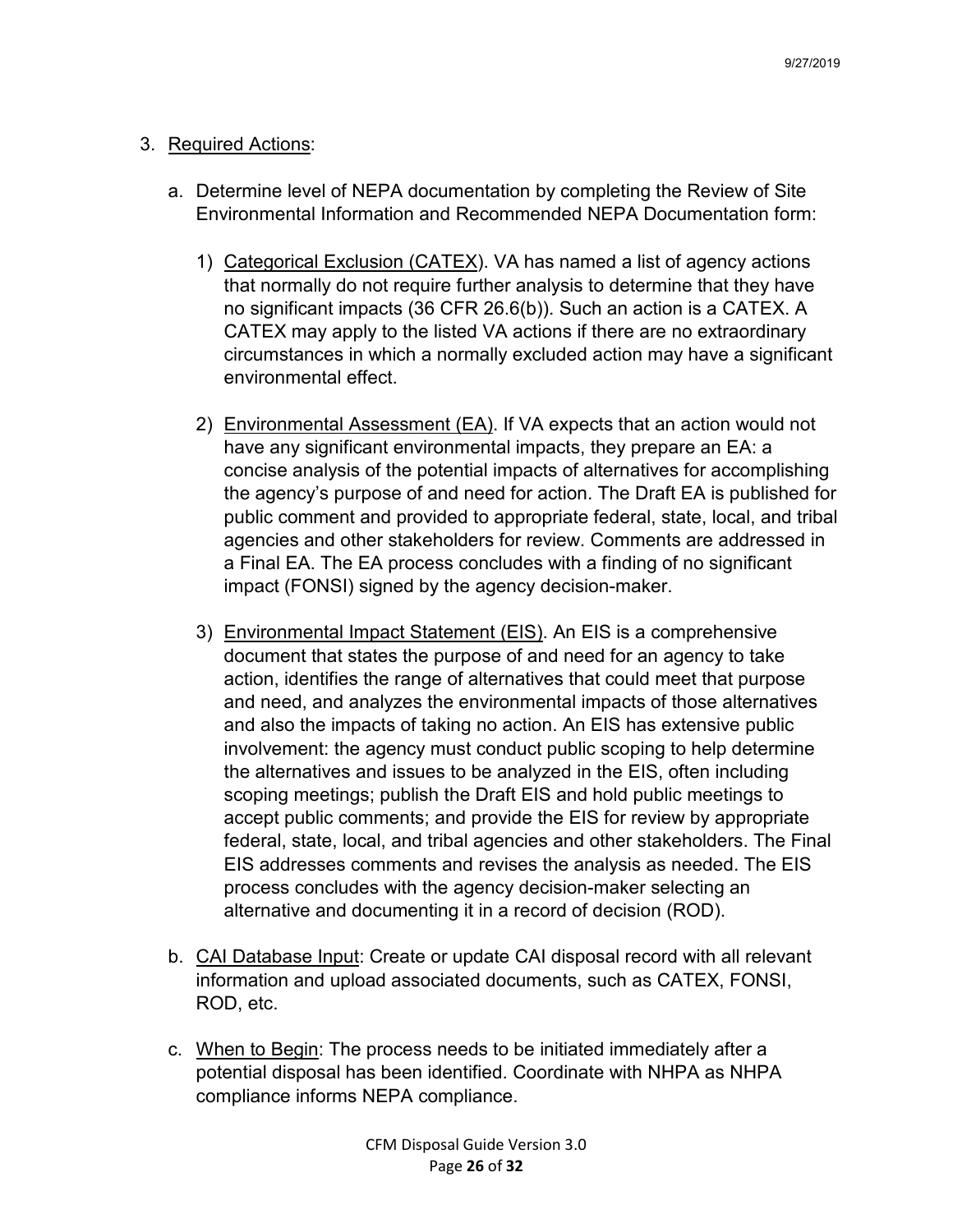3. Required Actions:

   a. Determine level of NEPA documentation by completing the Review of Site Environmental Information and Recommended NEPA Documentation form:

      1) Categorical Exclusion (CATEX). VA has named a list of agency actions that normally do not require further analysis to determine that they have no significant impacts (36 CFR 26.6(b)). Such an action is a CATEX. A CATEX may apply to the listed VA actions if there are no extraordinary circumstances in which a normally excluded action may have a significant environmental effect.

      2) Environmental Assessment (EA). If VA expects that an action would not have any significant environmental impacts, they prepare an EA: a concise analysis of the potential impacts of alternatives for accomplishing the agency's purpose of and need for action. The Draft EA is published for public comment and provided to appropriate federal, state, local, and tribal agencies and other stakeholders for review. Comments are addressed in a Final EA. The EA process concludes with a finding of no significant impact (FONSI) signed by the agency decision-maker.

      3) Environmental Impact Statement (EIS). An EIS is a comprehensive document that states the purpose of and need for an agency to take action, identifies the range of alternatives that could meet that purpose and need, and analyzes the environmental impacts of those alternatives and also the impacts of taking no action. An EIS has extensive public involvement: the agency must conduct public scoping to help determine the alternatives and issues to be analyzed in the EIS, often including scoping meetings; publish the Draft EIS and hold public meetings to accept public comments; and provide the EIS for review by appropriate federal, state, local, and tribal agencies and other stakeholders. The Final EIS addresses comments and revises the analysis as needed. The EIS process concludes with the agency decision-maker selecting an alternative and documenting it in a record of decision (ROD).

   b. CAI Database Input: Create or update CAI disposal record with all relevant information and upload associated documents, such as CATEX, FONSI, ROD, etc.

   c. When to Begin: The process needs to be initiated immediately after a potential disposal has been identified. Coordinate with NHPA as NHPA compliance informs NEPA compliance.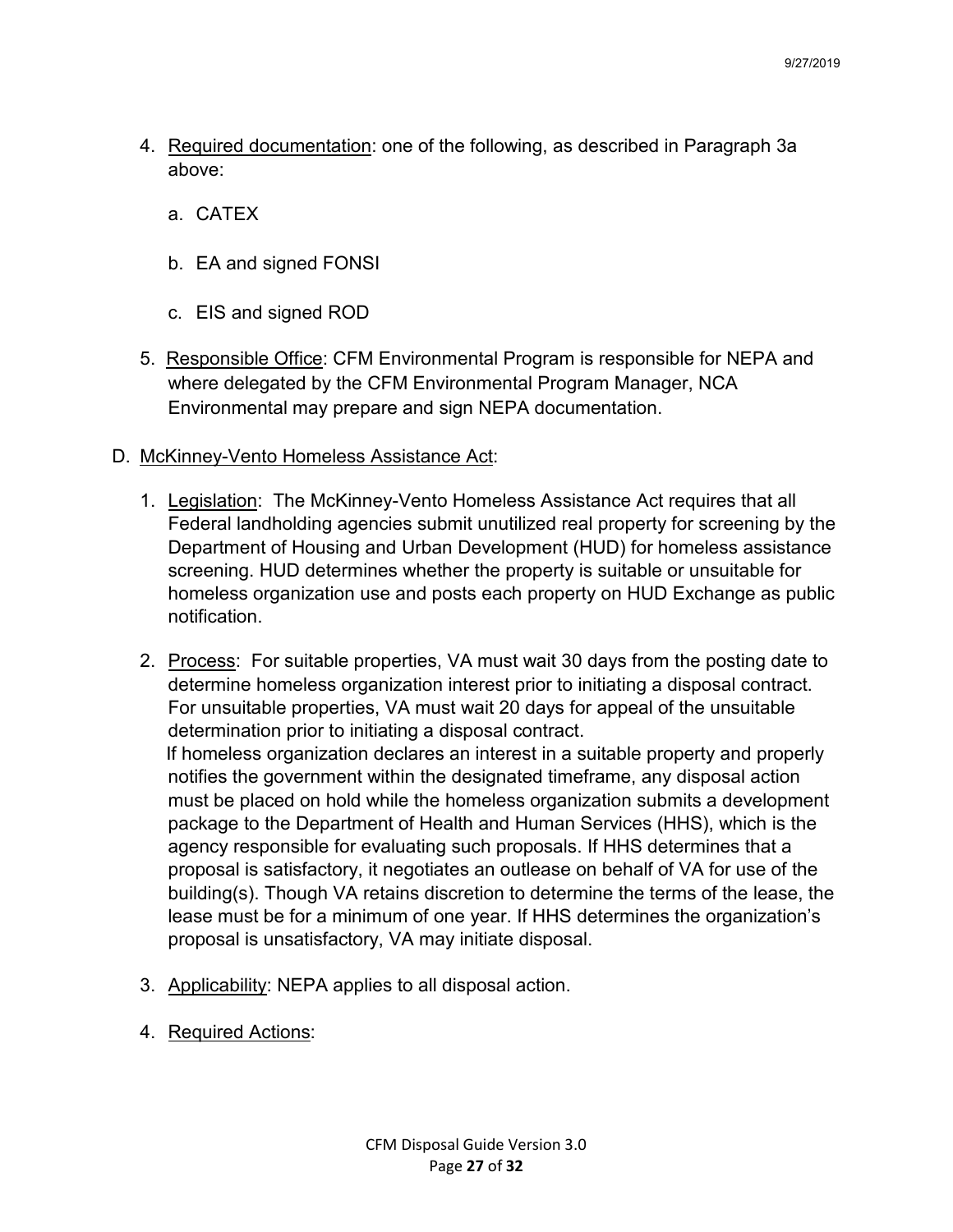4. Required documentation: one of the following, as described in Paragraph 3a above:

    a. CATEX

    b. EA and signed FONSI

    c. EIS and signed ROD

5. Responsible Office: CFM Environmental Program is responsible for NEPA and where delegated by the CFM Environmental Program Manager, NCA Environmental may prepare and sign NEPA documentation.

D. McKinney-Vento Homeless Assistance Act:

1. Legislation: The McKinney-Vento Homeless Assistance Act requires that all Federal landholding agencies submit unutilized real property for screening by the Department of Housing and Urban Development (HUD) for homeless assistance screening. HUD determines whether the property is suitable or unsuitable for homeless organization use and posts each property on HUD Exchange as public notification.

2. Process: For suitable properties, VA must wait 30 days from the posting date to determine homeless organization interest prior to initiating a disposal contract. For unsuitable properties, VA must wait 20 days for appeal of the unsuitable determination prior to initiating a disposal contract.
   If homeless organization declares an interest in a suitable property and properly notifies the government within the designated timeframe, any disposal action must be placed on hold while the homeless organization submits a development package to the Department of Health and Human Services (HHS), which is the agency responsible for evaluating such proposals. If HHS determines that a proposal is satisfactory, it negotiates an outlease on behalf of VA for use of the building(s). Though VA retains discretion to determine the terms of the lease, the lease must be for a minimum of one year. If HHS determines the organization's proposal is unsatisfactory, VA may initiate disposal.

3. Applicability: NEPA applies to all disposal action.

4. Required Actions: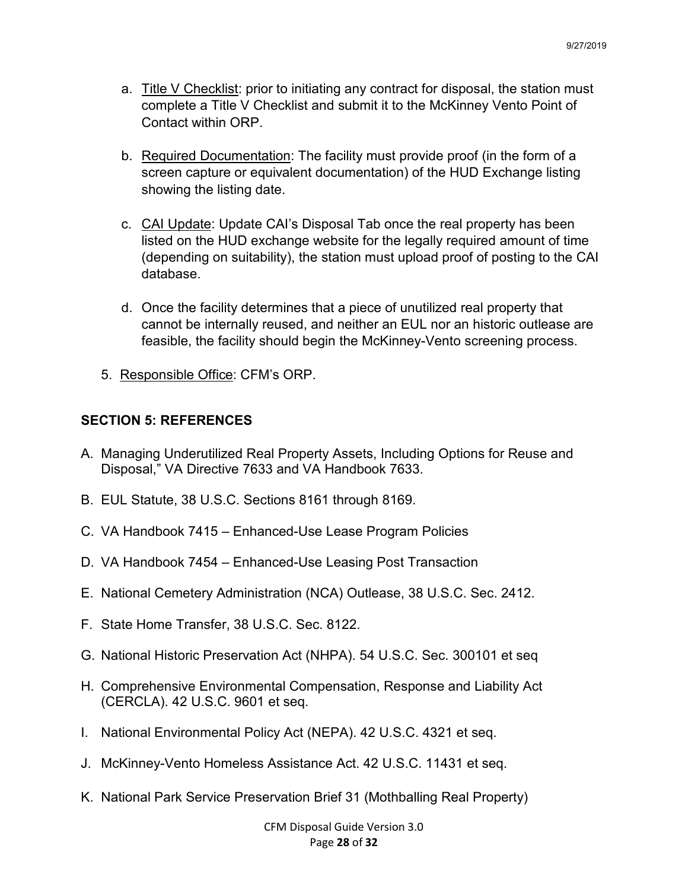a. Title V Checklist: prior to initiating any contract for disposal, the station must complete a Title V Checklist and submit it to the McKinney Vento Point of Contact within ORP.

b. Required Documentation: The facility must provide proof (in the form of a screen capture or equivalent documentation) of the HUD Exchange listing showing the listing date.

c. CAI Update: Update CAI's Disposal Tab once the real property has been listed on the HUD exchange website for the legally required amount of time (depending on suitability), the station must upload proof of posting to the CAI database.

d. Once the facility determines that a piece of unutilized real property that cannot be internally reused, and neither an EUL nor an historic outlease are feasible, the facility should begin the McKinney-Vento screening process.

5. Responsible Office: CFM's ORP.

## SECTION 5: REFERENCES

A. Managing Underutilized Real Property Assets, Including Options for Reuse and Disposal," VA Directive 7633 and VA Handbook 7633.

B. EUL Statute, 38 U.S.C. Sections 8161 through 8169.

C. VA Handbook 7415 – Enhanced-Use Lease Program Policies

D. VA Handbook 7454 – Enhanced-Use Leasing Post Transaction

E. National Cemetery Administration (NCA) Outlease, 38 U.S.C. Sec. 2412.

F. State Home Transfer, 38 U.S.C. Sec. 8122.

G. National Historic Preservation Act (NHPA). 54 U.S.C. Sec. 300101 et seq

H. Comprehensive Environmental Compensation, Response and Liability Act (CERCLA). 42 U.S.C. 9601 et seq.

I. National Environmental Policy Act (NEPA). 42 U.S.C. 4321 et seq.

J. McKinney-Vento Homeless Assistance Act. 42 U.S.C. 11431 et seq.

K. National Park Service Preservation Brief 31 (Mothballing Real Property)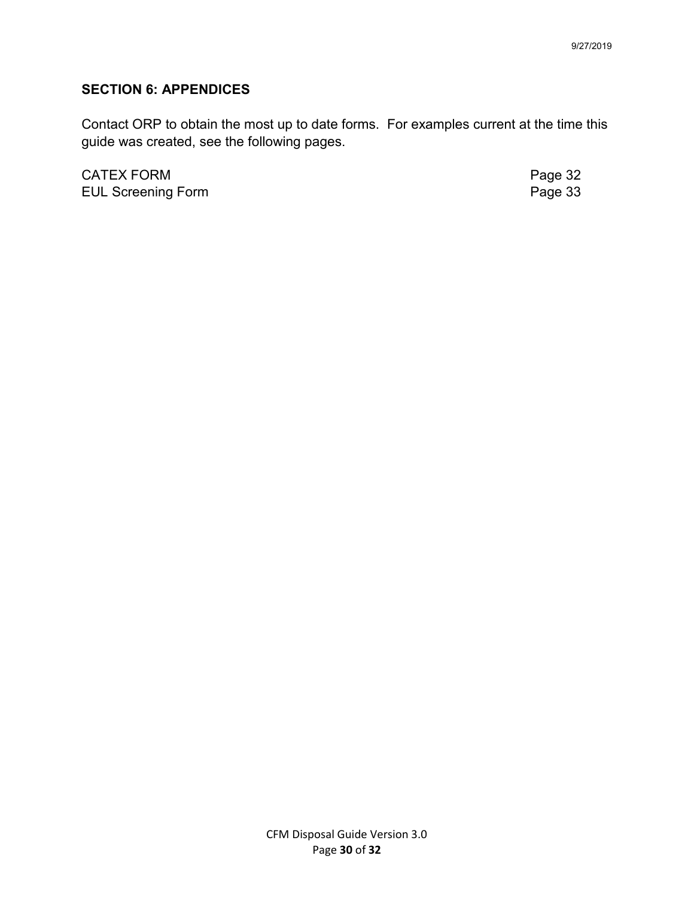## SECTION 6: APPENDICES

Contact ORP to obtain the most up to date forms. For examples current at the time this guide was created, see the following pages.

| | |
|---|---|
| CATEX FORM | Page 32 |
| EUL Screening Form | Page 33 |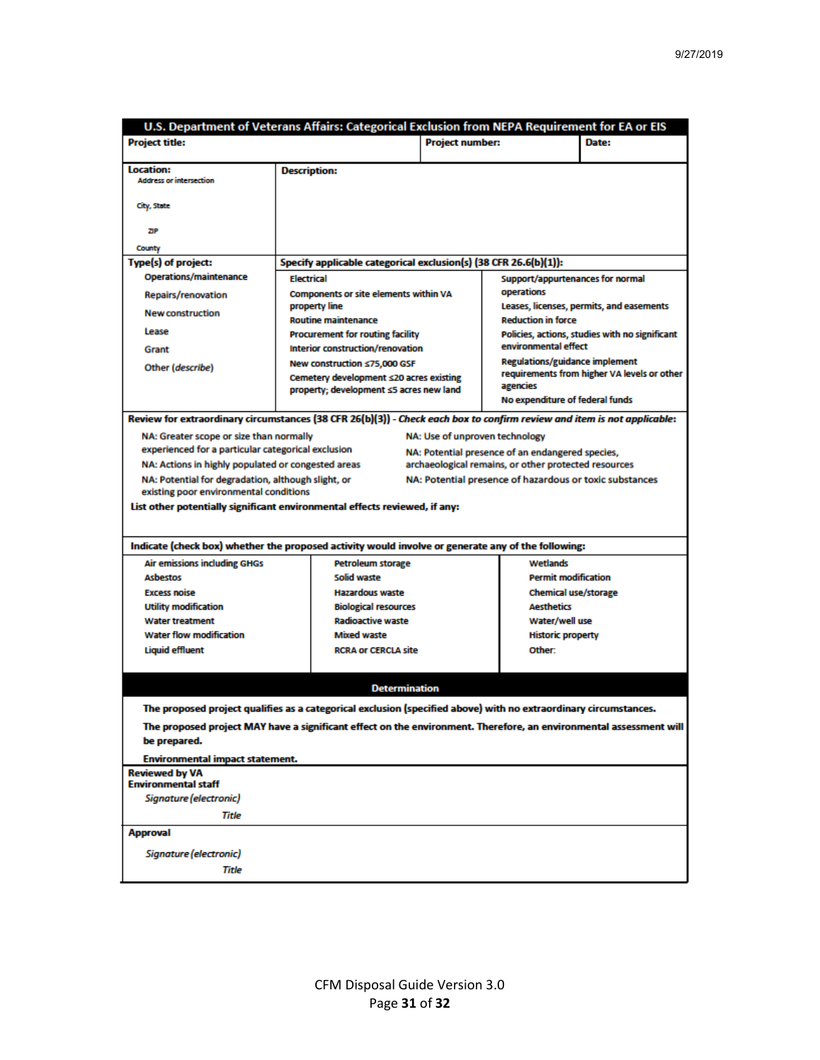9/27/2019

| U.S. Department of Veterans Affairs: Categorical Exclusion from NEPA Requirement for EA or EIS | | | |
|---|---|---|---|
| **Project title:** | | **Project number:** | **Date:** |

| **Location:** | **Description:** |
|---|---|
| Address or intersection | |
| City, State | |
| ZIP | |
| County | |

| **Type(s) of project:** | **Specify applicable categorical exclusion(s) (38 CFR 26.6(b)(1)):** | |
|---|---|---|
| Operations/maintenance | Electrical | Support/appurtenances for normal operations |
| Repairs/renovation | Components or site elements within VA property line | Leases, licenses, permits, and easements |
| New construction | Routine maintenance | Reduction in force |
| Lease | Procurement for routing facility | Policies, actions, studies with no significant environmental effect |
| Grant | Interior construction/renovation | Regulations/guidance implement requirements from higher VA levels or other agencies |
| Other (*describe*) | New construction ≤75,000 GSF | No expenditure of federal funds |
| | Cemetery development ≤20 acres existing property; development ≤5 acres new land | |

**Review for extraordinary circumstances (38 CFR 26(b)(3))** - ***Check each box to confirm review and item is not applicable:***

- NA: Greater scope or size than normally experienced for a particular categorical exclusion
- NA: Actions in highly populated or congested areas
- NA: Potential for degradation, although slight, or existing poor environmental conditions
- NA: Use of unproven technology
- NA: Potential presence of an endangered species, archaeological remains, or other protected resources
- NA: Potential presence of hazardous or toxic substances

**List other potentially significant environmental effects reviewed, if any:**

**Indicate (check box) whether the proposed activity would involve or generate any of the following:**

| | | |
|---|---|---|
| Air emissions including GHGs | Petroleum storage | Wetlands |
| Asbestos | Solid waste | Permit modification |
| Excess noise | Hazardous waste | Chemical use/storage |
| Utility modification | Biological resources | Aesthetics |
| Water treatment | Radioactive waste | Water/well use |
| Water flow modification | Mixed waste | Historic property |
| Liquid effluent | RCRA or CERCLA site | Other: |

**Determination**

- **The proposed project qualifies as a categorical exclusion (specified above) with no extraordinary circumstances.**
- **The proposed project MAY have a significant effect on the environment. Therefore, an environmental assessment will be prepared.**
- **Environmental impact statement.**

**Reviewed by VA Environmental staff**

*Signature (electronic)*

*Title*

**Approval**

*Signature (electronic)*

*Title*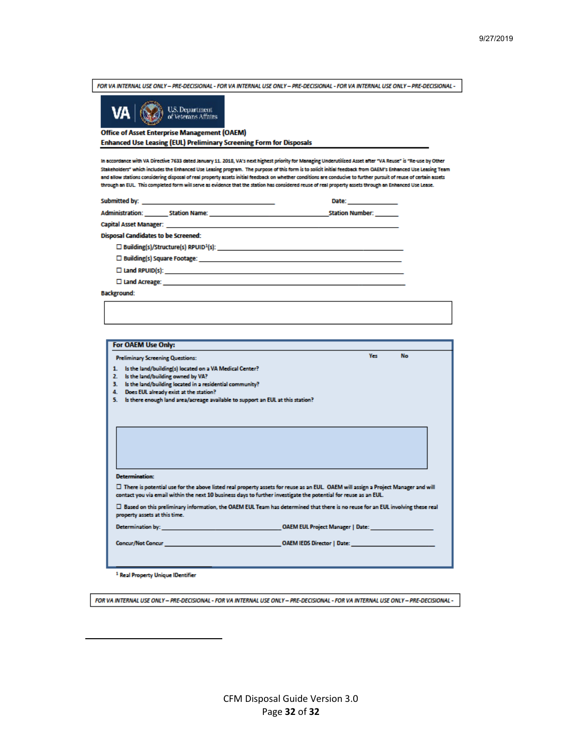*FOR VA INTERNAL USE ONLY – PRE-DECISIONAL - FOR VA INTERNAL USE ONLY – PRE-DECISIONAL - FOR VA INTERNAL USE ONLY – PRE-DECISIONAL -*

VA | U.S. Department of Veterans Affairs

**Office of Asset Enterprise Management (OAEM)**
**Enhanced Use Leasing (EUL) Preliminary Screening Form for Disposals**

In accordance with VA Directive 7633 dated January 11. 2018, VA's next highest priority for Managing Underutilized Asset after "VA Reuse" is "Re-use by Other Stakeholders" which includes the Enhanced Use Leasing program. The purpose of this form is to solicit initial feedback from OAEM's Enhanced Use Leasing Team and allow stations considering disposal of real property assets initial feedback on whether conditions are conducive to further pursuit of reuse of certain assets through an EUL. This completed form will serve as evidence that the station has considered reuse of real property assets through an Enhanced Use Lease.

**Submitted by:** ______________________________ **Date:** ______________

**Administration:** _______ **Station Name:** ______________________________ **Station Number:** _______

**Capital Asset Manager:** ______________________________

**Disposal Candidates to be Screened:**

- ☐ **Building(s)/Structure(s) RPUID[1](s):** ______________________________
- ☐ **Building(s) Square Footage:** ______________________________
- ☐ **Land RPUID(s):** ______________________________
- ☐ **Land Acreage:** ______________________________

**Background:**

| |
|---|
| |

**For OAEM Use Only:**

| Preliminary Screening Questions: | Yes | No |
|---|---|---|
| 1. Is the land/building(s) located on a VA Medical Center? | | |
| 2. Is the land/building owned by VA? | | |
| 3. Is the land/building located in a residential community? | | |
| 4. Does EUL already exist at the station? | | |
| 5. Is there enough land area/acreage available to support an EUL at this station? | | |

**Determination:**

☐ There is potential use for the above listed real property assets for reuse as an EUL. OAEM will assign a Project Manager and will contact you via email within the next 10 business days to further investigate the potential for reuse as an EUL.

☐ Based on this preliminary information, the OAEM EUL Team has determined that there is no reuse for an EUL involving these real property assets at this time.

Determination by: ______________________________ OAEM EUL Project Manager | Date: ______________

Concur/Not Concur ______________________________ OAEM IEDS Director | Date: ______________

[1] Real Property Unique IDentifier

*FOR VA INTERNAL USE ONLY – PRE-DECISIONAL - FOR VA INTERNAL USE ONLY – PRE-DECISIONAL - FOR VA INTERNAL USE ONLY – PRE-DECISIONAL -*